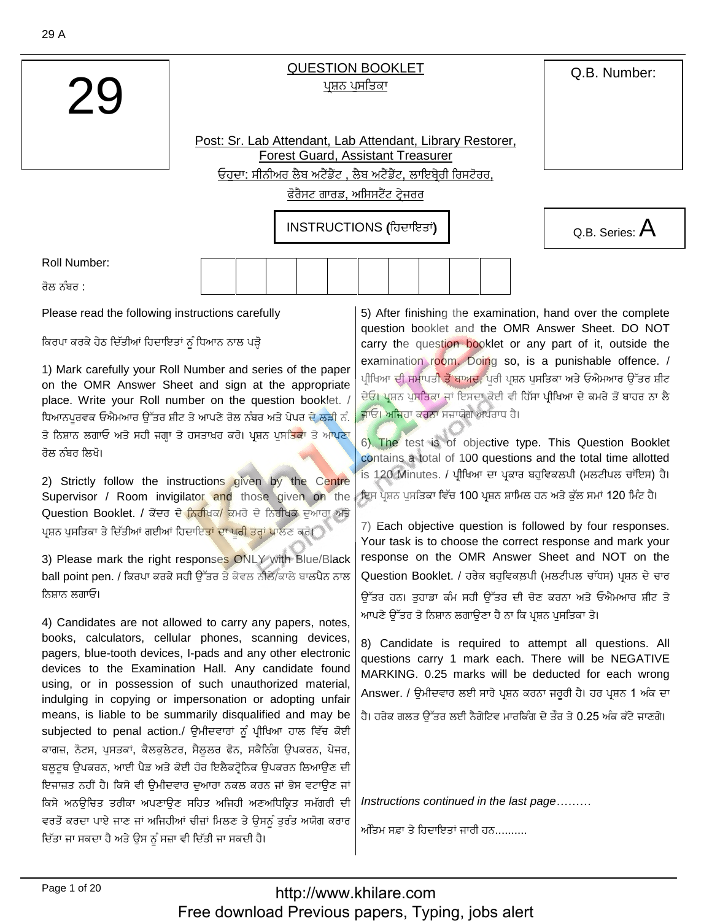29

# QUESTION BOOKLET

ਪ੍ਰਸ਼ਨ ਪੁਸਤਿਕਾ

Post: Sr. Lab Attendant, Lab Attendant, Library Restorer, Forest Guard, Assistant Treasurer

ਓਹੁਦਾ: ਸੀਨੀਅਰ ਲੈਬ ਅਟੈਂਡੈਂਟ , ਲੈਬ ਅਟੈਂਡੈਂਟ, ਲਾਇਬ੍ਰੇਰੀ ਰਿਸਟੋਰਰ, ਫੋਰੈਸਟ ਗਾਰਡ, ਅਸਿਸਟੈਂਟ ਟ੍ਰੇਜਰਰ

Q.B. Number:

Q.B. Series: A

## INSTRUCTIONS (ਹਿਦਾਇਤਾਂ)

Roll Number:

ਰੋਲ ਨੰਬਰ :

| | | | | | | | | | |
|---|---|---|---|---|---|---|---|---|---|
| | | | | | | | | | |

Please read the following instructions carefully

ਕਿਰਪਾ ਕਰਕੇ ਹੇਠ ਦਿੱਤੀਆਂ ਹਿਦਾਇਤਾਂ ਨੂੰ ਧਿਆਨ ਨਾਲ ਪੜ੍ਹੋ

1) Mark carefully your Roll Number and series of the paper on the OMR Answer Sheet and sign at the appropriate place. Write your Roll number on the question booklet. / ਧਿਆਨਪੂਰਵਕ ਓਐਮਆਰ ਉੱਤਰ ਸ਼ੀਟ ਤੇ ਆਪਣੇ ਰੋਲ ਨੰਬਰ ਅਤੇ ਪੇਪਰ ਦੇ ਲੜੀ ਨੰ. ਤੇ ਨਿਸ਼ਾਨ ਲਗਾਓ ਅਤੇ ਸਹੀ ਜਗ੍ਹਾ ਤੇ ਹਸਤਾਖਰ ਕਰੋ। ਪ੍ਰਸ਼ਨ ਪੁਸਤਿਕਾ ਤੇ ਆਪਣਾ ਰੋਲ ਨੰਬਰ ਲਿਖੋ।

2) Strictly follow the instructions given by the Centre Supervisor / Room invigilator and those given on the Question Booklet. / ਕੇਂਦਰ ਦੇ ਨਿਰੀਖਕ/ ਕਮਰੇ ਦੇ ਨਿਰੀਖਕ ਦੁਆਰਾ ਅਤੇ ਪ੍ਰਸ਼ਨ ਪੁਸਤਿਕਾ ਤੇ ਦਿੱਤੀਆਂ ਗਈਆਂ ਹਿਦਾਇਤਾਂ ਦਾ ਪੂਰੀ ਤਰ੍ਹਾਂ ਪਾਲਣ ਕਰੋ।

3) Please mark the right responses ONLY with Blue/Black ball point pen. / ਕਿਰਪਾ ਕਰਕੇ ਸਹੀ ਉੱਤਰ ਤੇ ਕੇਵਲ ਨੀਲੇ/ਕਾਲੇ ਬਾਲਪੈਨ ਨਾਲ ਨਿਸ਼ਾਨ ਲਗਾਓ।

4) Candidates are not allowed to carry any papers, notes, books, calculators, cellular phones, scanning devices, pagers, blue-tooth devices, I-pads and any other electronic devices to the Examination Hall. Any candidate found using, or in possession of such unauthorized material, indulging in copying or impersonation or adopting unfair means, is liable to be summarily disqualified and may be subjected to penal action./ ਉਮੀਦਵਾਰਾਂ ਨੂੰ ਪ੍ਰੀਖਿਆ ਹਾਲ ਵਿੱਚ ਕੋਈ ਕਾਗਜ਼, ਨੋਟਸ, ਪੁਸਤਕਾਂ, ਕੈਲਕੁਲੇਟਰ, ਸੈਲੂਲਰ ਫੋਨ, ਸਕੈਨਿੰਗ ਉਪਕਰਨ, ਪੇਜਰ, ਬਲੂਟੂਥ ਉਪਕਰਨ, ਆਈ ਪੈਡ ਅਤੇ ਕੋਈ ਹੋਰ ਇਲੈਕਟ੍ਰੋਨਿਕ ਉਪਕਰਨ ਲਿਆਉਣ ਦੀ ਇਜਾਜ਼ਤ ਨਹੀਂ ਹੈ। ਕਿਸੇ ਵੀ ਉਮੀਦਵਾਰ ਦੁਆਰਾ ਨਕਲ ਕਰਨ ਜਾਂ ਭੇਸ ਵਟਾਉਣ ਜਾਂ ਕਿਸੇ ਅਨੁਚਿਤ ਤਰੀਕਾ ਅਪਣਾਉਣ ਸਹਿਤ ਅਜਿਹੀ ਅਣਅਧਿਕ੍ਰਿਤ ਸਮੱਗਰੀ ਦੀ ਵਰਤੋਂ ਕਰਦਾ ਪਾਏ ਜਾਣ ਜਾਂ ਅਜਿਹੀਆਂ ਚੀਜ਼ਾਂ ਮਿਲਣ ਤੇ ਉਸਨੂੰ ਤੁਰੰਤ ਅਯੋਗ ਕਰਾਰ ਦਿੱਤਾ ਜਾ ਸਕਦਾ ਹੈ ਅਤੇ ਉਸ ਨੂੰ ਸਜ਼ਾ ਵੀ ਦਿੱਤੀ ਜਾ ਸਕਦੀ ਹੈ।

5) After finishing the examination, hand over the complete question booklet and the OMR Answer Sheet. DO NOT carry the question booklet or any part of it, outside the examination room. Doing so, is a punishable offence. / ਪ੍ਰੀਖਿਆ ਦੀ ਸਮਾਪਤੀ ਤੋਂ ਬਾਅਦ, ਪੂਰੀ ਪ੍ਰਸ਼ਨ ਪੁਸਤਿਕਾ ਅਤੇ ਓਐਮਆਰ ਉੱਤਰ ਸ਼ੀਟ ਦੇਓ। ਪ੍ਰਸ਼ਨ ਪੁਸਤਿਕਾ ਜਾਂ ਇਸਦਾ ਕੋਈ ਵੀ ਹਿੱਸਾ ਪ੍ਰੀਖਿਆ ਦੇ ਕਮਰੇ ਤੋਂ ਬਾਹਰ ਨਾ ਲੈ ਜਾਓ। ਅਜਿਹਾ ਕਰਨਾ ਸਜ਼ਾਯੋਗ ਅਪਰਾਧ ਹੈ।

6) The test is of objective type. This Question Booklet contains a total of 100 questions and the total time allotted is 120 Minutes. / ਪ੍ਰੀਖਿਆ ਦਾ ਪ੍ਰਕਾਰ ਬਹੁਵਿਕਲਪੀ (ਮਲਟੀਪਲ ਚਾੱਇਸ) ਹੈ। ਇਸ ਪ੍ਰਸ਼ਨ ਪੁਸਤਿਕਾ ਵਿੱਚ 100 ਪ੍ਰਸ਼ਨ ਸ਼ਾਮਿਲ ਹਨ ਅਤੇ ਕੁੱਲ ਸਮਾਂ 120 ਮਿੰਟ ਹੈ।

7) Each objective question is followed by four responses. Your task is to choose the correct response and mark your response on the OMR Answer Sheet and NOT on the Question Booklet. / ਹਰੇਕ ਬਹੁਵਿਕਲਪੀ (ਮਲਟੀਪਲ ਚਾੱਧਸ) ਪ੍ਰਸ਼ਨ ਦੇ ਚਾਰ ਉੱਤਰ ਹਨ। ਤੁਹਾਡਾ ਕੰਮ ਸਹੀ ਉੱਤਰ ਦੀ ਚੋਣ ਕਰਨਾ ਅਤੇ ਓਐਮਆਰ ਸ਼ੀਟ ਤੇ ਆਪਣੇ ਉੱਤਰ ਤੇ ਨਿਸ਼ਾਨ ਲਗਾਉਣਾ ਹੈ ਨਾ ਕਿ ਪ੍ਰਸ਼ਨ ਪੁਸਤਿਕਾ ਤੇ।

8) Candidate is required to attempt all questions. All questions carry 1 mark each. There will be NEGATIVE MARKING. 0.25 marks will be deducted for each wrong Answer. / ਉਮੀਦਵਾਰ ਲਈ ਸਾਰੇ ਪ੍ਰਸ਼ਨ ਕਰਨਾ ਜਰੂਰੀ ਹੈ। ਹਰ ਪ੍ਰਸ਼ਨ 1 ਅੰਕ ਦਾ ਹੈ। ਹਰੇਕ ਗਲਤ ਉੱਤਰ ਲਈ ਨੈਗੇਟਿਵ ਮਾਰਕਿੰਗ ਦੇ ਤੌਰ ਤੇ 0.25 ਅੰਕ ਕੱਟੇ ਜਾਣਗੇ।

*Instructions continued in the last page………*

ਅੰਤਿਮ ਸਫ਼ਾ ਤੇ ਹਿਦਾਇਤਾਂ ਜਾਰੀ ਹਨ..........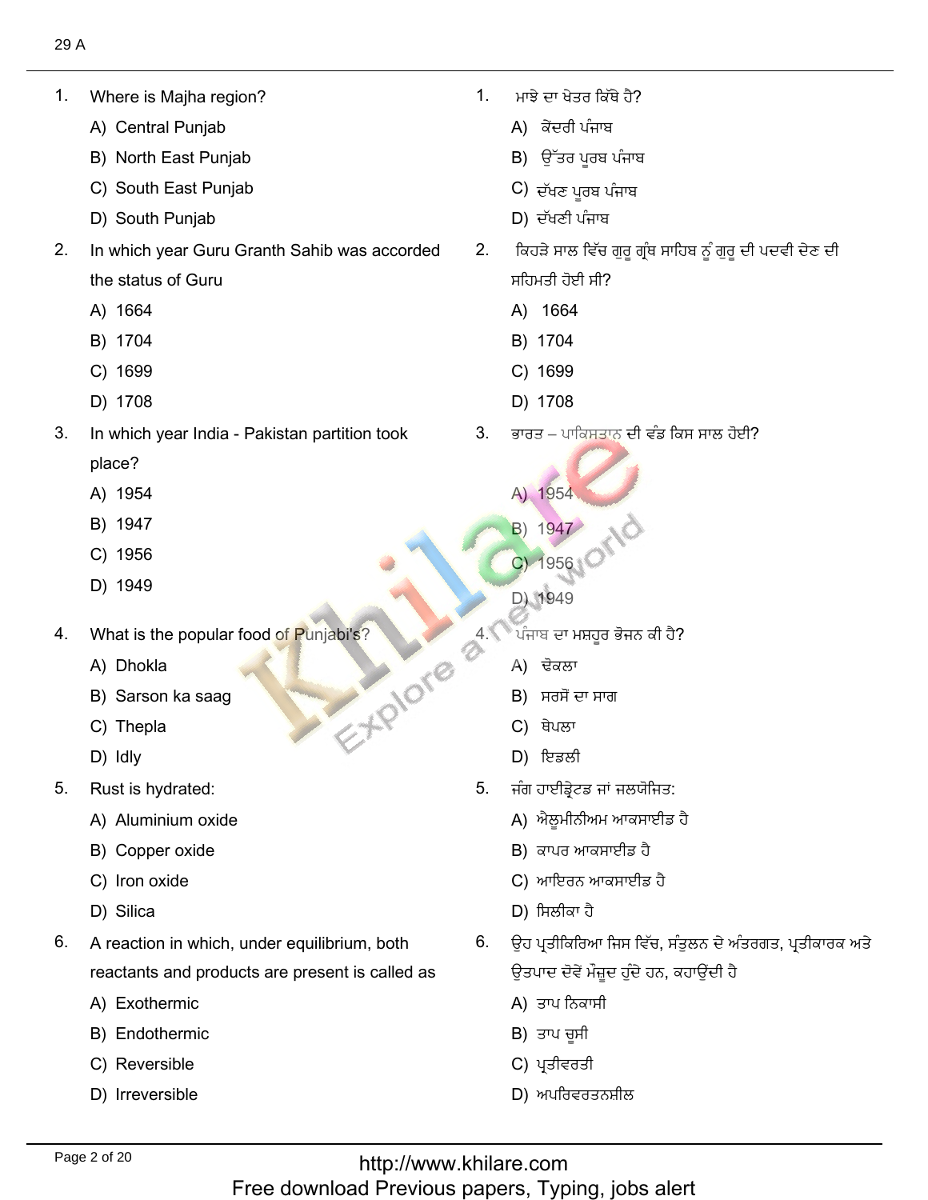1. Where is Majha region?
   A) Central Punjab
   B) North East Punjab
   C) South East Punjab
   D) South Punjab

2. In which year Guru Granth Sahib was accorded the status of Guru
   A) 1664
   B) 1704
   C) 1699
   D) 1708

3. In which year India - Pakistan partition took place?
   A) 1954
   B) 1947
   C) 1956
   D) 1949

4. What is the popular food of Punjabi's?
   A) Dhokla
   B) Sarson ka saag
   C) Thepla
   D) Idly

5. Rust is hydrated:
   A) Aluminium oxide
   B) Copper oxide
   C) Iron oxide
   D) Silica

6. A reaction in which, under equilibrium, both reactants and products are present is called as
   A) Exothermic
   B) Endothermic
   C) Reversible
   D) Irreversible

1. ਮਾਝੇ ਦਾ ਖੇਤਰ ਕਿੱਥੇ ਹੈ?
   A) ਕੇਂਦਰੀ ਪੰਜਾਬ
   B) ਉੱਤਰ ਪੂਰਬ ਪੰਜਾਬ
   C) ਦੱਖਣ ਪੂਰਬ ਪੰਜਾਬ
   D) ਦੱਖਣੀ ਪੰਜਾਬ

2. ਕਿਹੜੇ ਸਾਲ ਵਿੱਚ ਗੁਰੂ ਗ੍ਰੰਥ ਸਾਹਿਬ ਨੂੰ ਗੁਰੂ ਦੀ ਪਦਵੀ ਦੇਣ ਦੀ ਸਹਿਮਤੀ ਹੋਈ ਸੀ?
   A) 1664
   B) 1704
   C) 1699
   D) 1708

3. ਭਾਰਤ – ਪਾਕਿਸਤਾਨ ਦੀ ਵੰਡ ਕਿਸ ਸਾਲ ਹੋਈ?
   A) 1954
   B) 1947
   C) 1956
   D) 1949

4. ਪੰਜਾਬ ਦਾ ਮਸ਼ਹੂਰ ਭੋਜਨ ਕੀ ਹੈ?
   A) ਢੋਕਲਾ
   B) ਸਰਸੋਂ ਦਾ ਸਾਗ
   C) ਥੇਪਲਾ
   D) ਇਡਲੀ

5. ਜ਼ੰਗ ਹਾਈਡ੍ਰੇਟਡ ਜਾਂ ਜਲਯੋਜਿਤ:
   A) ਐਲੂਮੀਨੀਅਮ ਆਕਸਾਈਡ ਹੈ
   B) ਕਾਪਰ ਆਕਸਾਈਡ ਹੈ
   C) ਆਇਰਨ ਆਕਸਾਈਡ ਹੈ
   D) ਸਿਲੀਕਾ ਹੈ

6. ਉਹ ਪ੍ਰਤੀਕਿਰਿਆ ਜਿਸ ਵਿੱਚ, ਸੰਤੁਲਨ ਦੇ ਅੰਤਰਗਤ, ਪ੍ਰਤੀਕਾਰਕ ਅਤੇ ਉਤਪਾਦ ਦੋਵੇਂ ਮੌਜੂਦ ਹੁੰਦੇ ਹਨ, ਕਹਾਉਂਦੀ ਹੈ
   A) ਤਾਪ ਨਿਕਾਸੀ
   B) ਤਾਪ ਚੂਸੀ
   C) ਪ੍ਰਤੀਵਰਤੀ
   D) ਅਪਰਿਵਰਤਨਸ਼ੀਲ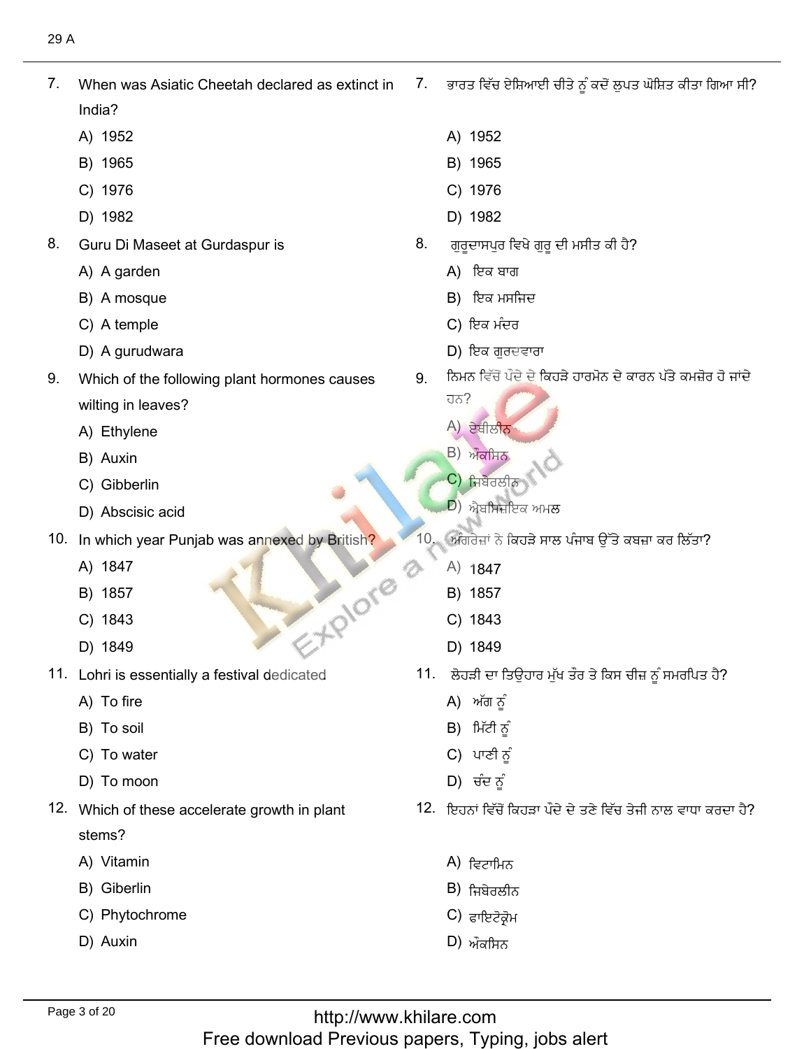7. When was Asiatic Cheetah declared as extinct in India?
   - A) 1952
   - B) 1965
   - C) 1976
   - D) 1982

7. ਭਾਰਤ ਵਿੱਚ ਏਸ਼ਿਆਈ ਚੀਤੇ ਨੂੰ ਕਦੋਂ ਲੁਪਤ ਘੋਸ਼ਿਤ ਕੀਤਾ ਗਿਆ ਸੀ?
   - A) 1952
   - B) 1965
   - C) 1976
   - D) 1982

8. Guru Di Maseet at Gurdaspur is
   - A) A garden
   - B) A mosque
   - C) A temple
   - D) A gurudwara

8. ਗੁਰੂਦਾਸਪੁਰ ਵਿਖੇ ਗੁਰੂ ਦੀ ਮਸੀਤ ਕੀ ਹੈ?
   - A) ਇਕ ਬਾਗ
   - B) ਇਕ ਮਸਜਿਦ
   - C) ਇਕ ਮੰਦਰ
   - D) ਇਕ ਗੁਰਦਵਾਰਾ

9. Which of the following plant hormones causes wilting in leaves?
   - A) Ethylene
   - B) Auxin
   - C) Gibberlin
   - D) Abscisic acid

9. ਨਿਮਨ ਵਿੱਚੋਂ ਪੌਦੇ ਦੇ ਕਿਹੜੇ ਹਾਰਮੋਨ ਦੇ ਕਾਰਨ ਪੱਤੇ ਕਮਜ਼ੋਰ ਹੋ ਜਾਂਦੇ ਹਨ?
   - A) ਏਥੀਲੀਨ
   - B) ਔਕਸਿਨ
   - C) ਜਿਬੇਰਲੀਨ
   - D) ਐਬਸਿਜ਼ਇਕ ਅਮਲ

10. In which year Punjab was annexed by British?
    - A) 1847
    - B) 1857
    - C) 1843
    - D) 1849

10. ਅੰਗਰੇਜ਼ਾਂ ਨੇ ਕਿਹੜੇ ਸਾਲ ਪੰਜਾਬ ਉੱਤੇ ਕਬਜ਼ਾ ਕਰ ਲਿੱਤਾ?
    - A) 1847
    - B) 1857
    - C) 1843
    - D) 1849

11. Lohri is essentially a festival dedicated
    - A) To fire
    - B) To soil
    - C) To water
    - D) To moon

11. ਲੋਹੜੀ ਦਾ ਤਿਉਹਾਰ ਮੁੱਖ ਤੌਰ ਤੇ ਕਿਸ ਚੀਜ਼ ਨੂੰ ਸਮਰਪਿਤ ਹੈ?
    - A) ਅੱਗ ਨੂੰ
    - B) ਮਿੱਟੀ ਨੂੰ
    - C) ਪਾਣੀ ਨੂੰ
    - D) ਚੰਦ ਨੂੰ

12. Which of these accelerate growth in plant stems?
    - A) Vitamin
    - B) Giberlin
    - C) Phytochrome
    - D) Auxin

12. ਇਹਨਾਂ ਵਿੱਚੋਂ ਕਿਹੜਾ ਪੌਦੇ ਦੇ ਤਣੇ ਵਿੱਚ ਤੇਜੀ ਨਾਲ ਵਾਧਾ ਕਰਦਾ ਹੈ?
    - A) ਵਿਟਾਮਿਨ
    - B) ਜਿਬੇਰਲੀਨ
    - C) ਫਾਇਟੋਕ੍ਰੋਮ
    - D) ਔਕਸਿਨ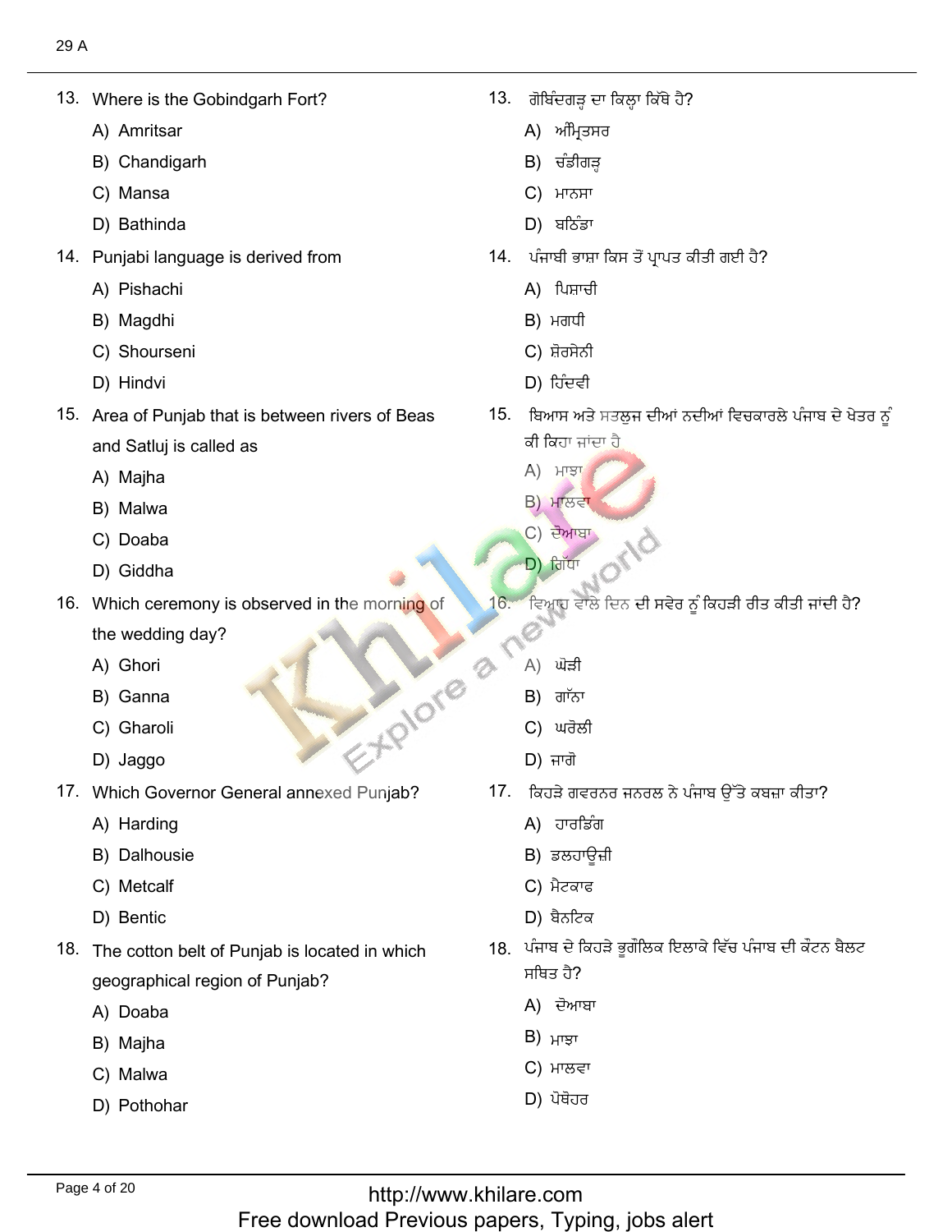13. Where is the Gobindgarh Fort?
    A) Amritsar
    B) Chandigarh
    C) Mansa
    D) Bathinda

13. ਗੋਬਿੰਦਗੜ੍ਹ ਦਾ ਕਿਲ੍ਹਾ ਕਿੱਥੇ ਹੈ?
    A) ਅੰਮ੍ਰਿਤਸਰ
    B) ਚੰਡੀਗੜ੍ਹ
    C) ਮਾਨਸਾ
    D) ਬਠਿੰਡਾ

14. Punjabi language is derived from
    A) Pishachi
    B) Magdhi
    C) Shourseni
    D) Hindvi

14. ਪੰਜਾਬੀ ਭਾਸ਼ਾ ਕਿਸ ਤੋਂ ਪ੍ਰਾਪਤ ਕੀਤੀ ਗਈ ਹੈ?
    A) ਪਿਸ਼ਾਚੀ
    B) ਮਗਧੀ
    C) ਸ਼ੋਰਸੇਨੀ
    D) ਹਿੰਦਵੀ

15. Area of Punjab that is between rivers of Beas and Satluj is called as
    A) Majha
    B) Malwa
    C) Doaba
    D) Giddha

15. ਬਿਆਸ ਅਤੇ ਸਤਲੁਜ ਦੀਆਂ ਨਦੀਆਂ ਵਿਚਕਾਰਲੇ ਪੰਜਾਬ ਦੇ ਖੇਤਰ ਨੂੰ ਕੀ ਕਿਹਾ ਜਾਂਦਾ ਹੈ
    A) ਮਾਝਾ
    B) ਮਾਲਵਾ
    C) ਦੋਆਬਾ
    D) ਗਿੱਧਾ

16. Which ceremony is observed in the morning of the wedding day?
    A) Ghori
    B) Ganna
    C) Gharoli
    D) Jaggo

16. ਵਿਆਹ ਵਾਲੇ ਦਿਨ ਦੀ ਸਵੇਰ ਨੂੰ ਕਿਹੜੀ ਰੀਤ ਕੀਤੀ ਜਾਂਦੀ ਹੈ?
    A) ਘੋੜੀ
    B) ਗਾੱਨਾ
    C) ਘਰੋਲੀ
    D) ਜਾਗੋ

17. Which Governor General annexed Punjab?
    A) Harding
    B) Dalhousie
    C) Metcalf
    D) Bentic

17. ਕਿਹੜੇ ਗਵਰਨਰ ਜਨਰਲ ਨੇ ਪੰਜਾਬ ਉੱਤੇ ਕਬਜ਼ਾ ਕੀਤਾ?
    A) ਹਾਰਡਿੰਗ
    B) ਡਲਹਾਊਜ਼ੀ
    C) ਮੈਟਕਾਫ
    D) ਬੈਨਟਿਕ

18. The cotton belt of Punjab is located in which geographical region of Punjab?
    A) Doaba
    B) Majha
    C) Malwa
    D) Pothohar

18. ਪੰਜਾਬ ਦੇ ਕਿਹੜੇ ਭੂਗੋਲਿਕ ਇਲਾਕੇ ਵਿੱਚ ਪੰਜਾਬ ਦੀ ਕੌਟਨ ਬੈਲਟ ਸਥਿਤ ਹੈ?
    A) ਦੋਆਬਾ
    B) ਮਾਝਾ
    C) ਮਾਲਵਾ
    D) ਪੋਥੋਹਰ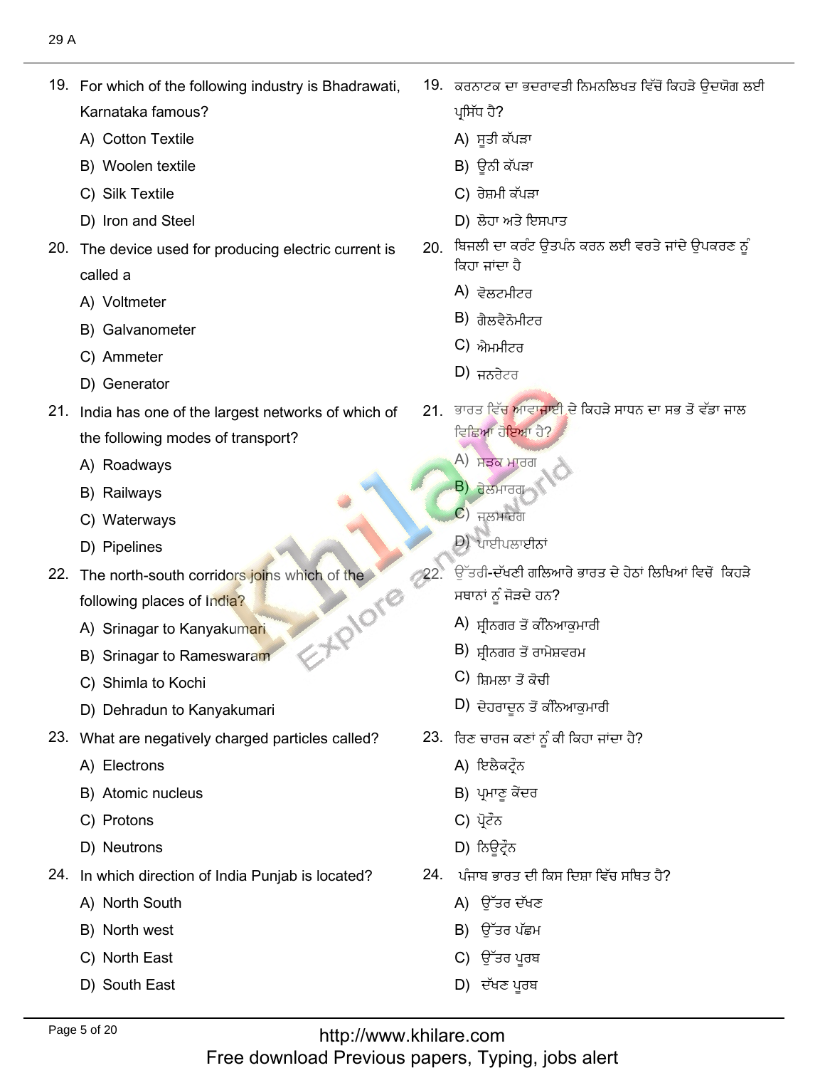19. For which of the following industry is Bhadrawati, Karnataka famous?
   - A) Cotton Textile
   - B) Woolen textile
   - C) Silk Textile
   - D) Iron and Steel

19. ਕਰਨਾਟਕ ਦਾ ਭਦਰਾਵਤੀ ਨਿਮਨਲਿਖਤ ਵਿੱਚੋਂ ਕਿਹੜੇ ਉਦਯੋਗ ਲਈ ਪ੍ਰਸਿੱਧ ਹੈ?
   - A) ਸੂਤੀ ਕੱਪੜਾ
   - B) ਊਨੀ ਕੱਪੜਾ
   - C) ਰੇਸ਼ਮੀ ਕੱਪੜਾ
   - D) ਲੋਹਾ ਅਤੇ ਇਸਪਾਤ

20. The device used for producing electric current is called a
   - A) Voltmeter
   - B) Galvanometer
   - C) Ammeter
   - D) Generator

20. ਬਿਜਲੀ ਦਾ ਕਰੰਟ ਉਤਪੰਨ ਕਰਨ ਲਈ ਵਰਤੇ ਜਾਂਦੇ ਉਪਕਰਣ ਨੂੰ ਕਿਹਾ ਜਾਂਦਾ ਹੈ
   - A) ਵੋਲਟਮੀਟਰ
   - B) ਗੈਲਵੈਨੋਮੀਟਰ
   - C) ਐਮਮੀਟਰ
   - D) ਜਨਰੇਟਰ

21. India has one of the largest networks of which of the following modes of transport?
   - A) Roadways
   - B) Railways
   - C) Waterways
   - D) Pipelines

21. ਭਾਰਤ ਵਿੱਚ ਆਵਾਜਾਈ ਦੇ ਕਿਹੜੇ ਸਾਧਨ ਦਾ ਸਭ ਤੋਂ ਵੱਡਾ ਜਾਲ ਵਿਛਿਆ ਹੋਇਆ ਹੈ?
   - A) ਸੜਕ ਮਾਰਗ
   - B) ਰੇਲਮਾਰਗ
   - C) ਜਲਮਾਰਗ
   - D) ਪਾਈਪਲਾਈਨਾਂ

22. The north-south corridors joins which of the following places of India?
   - A) Srinagar to Kanyakumari
   - B) Srinagar to Rameswaram
   - C) Shimla to Kochi
   - D) Dehradun to Kanyakumari

22. ਉੱਤਰੀ-ਦੱਖਣੀ ਗਲਿਆਰੇ ਭਾਰਤ ਦੇ ਹੇਠਾਂ ਲਿਖਿਆਂ ਵਿਚੋਂ ਕਿਹੜੇ ਸਥਾਨਾਂ ਨੂੰ ਜੋੜਦੇ ਹਨ?
   - A) ਸ੍ਰੀਨਗਰ ਤੋਂ ਕੰਨਿਆਕੁਮਾਰੀ
   - B) ਸ੍ਰੀਨਗਰ ਤੋਂ ਰਾਮੇਸ਼ਵਰਮ
   - C) ਸ਼ਿਮਲਾ ਤੋਂ ਕੋਚੀ
   - D) ਦੇਹਰਾਦੂਨ ਤੋਂ ਕੰਨਿਆਕੁਮਾਰੀ

23. What are negatively charged particles called?
   - A) Electrons
   - B) Atomic nucleus
   - C) Protons
   - D) Neutrons

23. ਰਿਣ ਚਾਰਜ ਕਣਾਂ ਨੂੰ ਕੀ ਕਿਹਾ ਜਾਂਦਾ ਹੈ?
   - A) ਇਲੈਕਟ੍ਰੌਨ
   - B) ਪ੍ਰਮਾਣੂ ਕੇਂਦਰ
   - C) ਪ੍ਰੋਟੌਨ
   - D) ਨਿਊਟ੍ਰੌਨ

24. In which direction of India Punjab is located?
   - A) North South
   - B) North west
   - C) North East
   - D) South East

24. ਪੰਜਾਬ ਭਾਰਤ ਦੀ ਕਿਸ ਦਿਸ਼ਾ ਵਿੱਚ ਸਥਿਤ ਹੈ?
   - A) ਉੱਤਰ ਦੱਖਣ
   - B) ਉੱਤਰ ਪੱਛਮ
   - C) ਉੱਤਰ ਪੂਰਬ
   - D) ਦੱਖਣ ਪੂਰਬ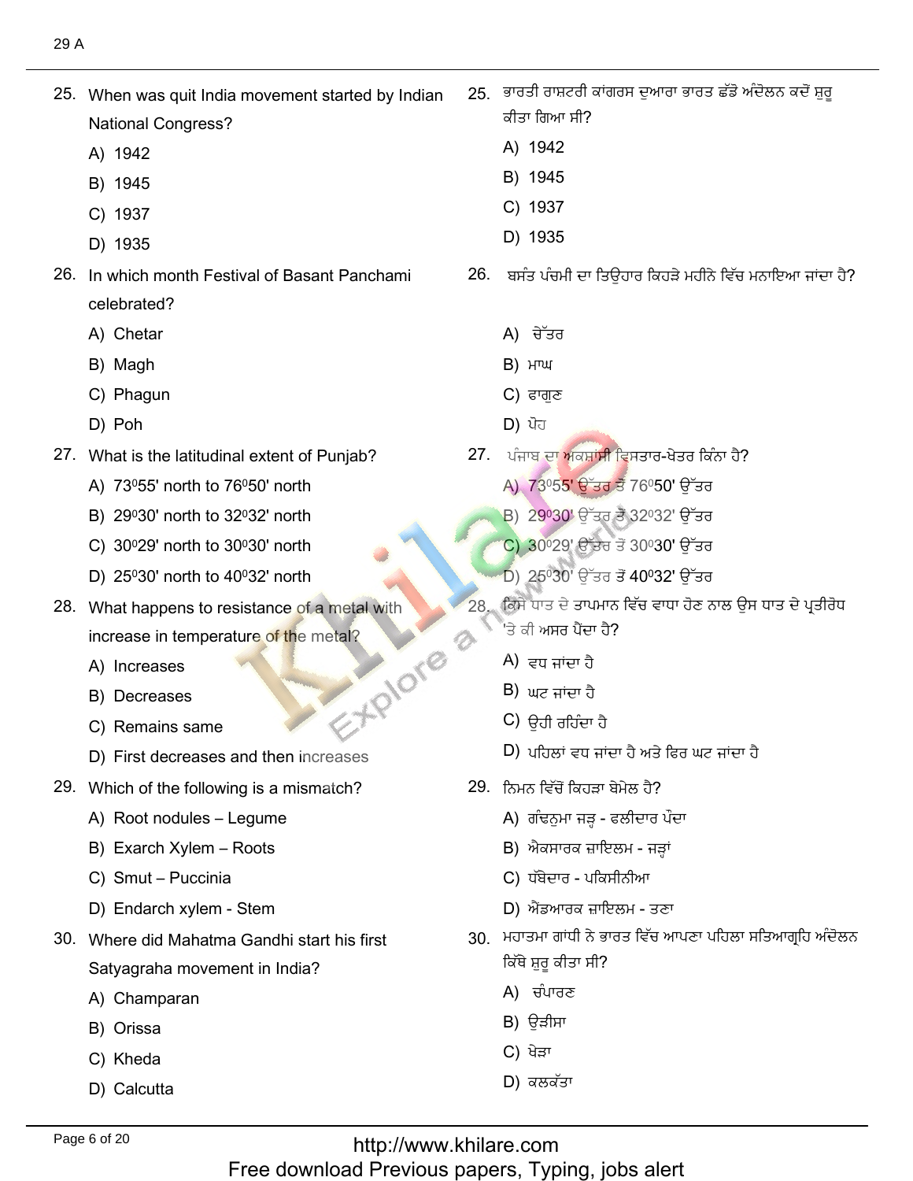25. When was quit India movement started by Indian National Congress?
   A) 1942
   B) 1945
   C) 1937
   D) 1935

25. ਭਾਰਤੀ ਰਾਸ਼ਟਰੀ ਕਾਂਗਰਸ ਦੁਆਰਾ ਭਾਰਤ ਛੱਡੋ ਅੰਦੋਲਨ ਕਦੋਂ ਸ਼ੁਰੂ ਕੀਤਾ ਗਿਆ ਸੀ?
   A) 1942
   B) 1945
   C) 1937
   D) 1935

26. In which month Festival of Basant Panchami celebrated?
   A) Chetar
   B) Magh
   C) Phagun
   D) Poh

26. ਬਸੰਤ ਪੰਚਮੀ ਦਾ ਤਿਉਹਾਰ ਕਿਹੜੇ ਮਹੀਨੇ ਵਿੱਚ ਮਨਾਇਆ ਜਾਂਦਾ ਹੈ?
   A) ਚੇੱਤਰ
   B) ਮਾਘ
   C) ਫਾਗੁਣ
   D) ਪੋਹ

27. What is the latitudinal extent of Punjab?
   A) $73^0 55'$ north to $76^0 50'$ north
   B) $29^0 30'$ north to $32^0 32'$ north
   C) $30^0 29'$ north to $30^0 30'$ north
   D) $25^0 30'$ north to $40^0 32'$ north

27. ਪੰਜਾਬ ਦਾ ਅਕਸ਼ਾਂਸ਼ੀ ਵਿਸਤਾਰ-ਖੇਤਰ ਕਿੰਨਾ ਹੈ?
   A) $73^0 55'$ ਉੱਤਰ ਤੋਂ $76^0 50'$ ਉੱਤਰ
   B) $29^0 30'$ ਉੱਤਰ ਤੋਂ $32^0 32'$ ਉੱਤਰ
   C) $30^0 29'$ ਉੱਤਰ ਤੋ $30^0 30'$ ਉੱਤਰ
   D) $25^0 30'$ ਉੱਤਰ ਤੋਂ $40^0 32'$ ਉੱਤਰ

28. What happens to resistance of a metal with increase in temperature of the metal?
   A) Increases
   B) Decreases
   C) Remains same
   D) First decreases and then increases

28. ਕਿਸੇ ਧਾਤ ਦੇ ਤਾਪਮਾਨ ਵਿੱਚ ਵਾਧਾ ਹੋਣ ਨਾਲ ਉਸ ਧਾਤ ਦੇ ਪ੍ਰਤੀਰੋਧ 'ਤੇ ਕੀ ਅਸਰ ਪੈਂਦਾ ਹੈ?
   A) ਵਧ ਜਾਂਦਾ ਹੈ
   B) ਘਟ ਜਾਂਦਾ ਹੈ
   C) ਉਹੀ ਰਹਿੰਦਾ ਹੈ
   D) ਪਹਿਲਾਂ ਵਧ ਜਾਂਦਾ ਹੈ ਅਤੇ ਫਿਰ ਘਟ ਜਾਂਦਾ ਹੈ

29. Which of the following is a mismatch?
   A) Root nodules – Legume
   B) Exarch Xylem – Roots
   C) Smut – Puccinia
   D) Endarch xylem - Stem

29. ਨਿਮਨ ਵਿੱਚੋਂ ਕਿਹੜਾ ਬੇਮੇਲ ਹੈ?
   A) ਗੰਢਨੁਮਾ ਜੜ੍ਹ - ਫਲੀਦਾਰ ਪੌਦਾ
   B) ਐਕਸਾਰਕ ਜ਼ਾਇਲਮ - ਜੜ੍ਹਾਂ
   C) ਧੱਬੇਦਾਰ - ਪਕਿਸੀਨੀਆ
   D) ਐਂਡਆਰਕ ਜ਼ਾਇਲਮ - ਤਣਾ

30. Where did Mahatma Gandhi start his first Satyagraha movement in India?
   A) Champaran
   B) Orissa
   C) Kheda
   D) Calcutta

30. ਮਹਾਤਮਾ ਗਾਂਧੀ ਨੇ ਭਾਰਤ ਵਿੱਚ ਆਪਣਾ ਪਹਿਲਾ ਸਤਿਆਗ੍ਰਹਿ ਅੰਦੋਲਨ ਕਿੱਥੇ ਸ਼ੁਰੂ ਕੀਤਾ ਸੀ?
   A) ਚੰਪਾਰਣ
   B) ਉੜੀਸਾ
   C) ਖੇੜਾ
   D) ਕਲਕੱਤਾ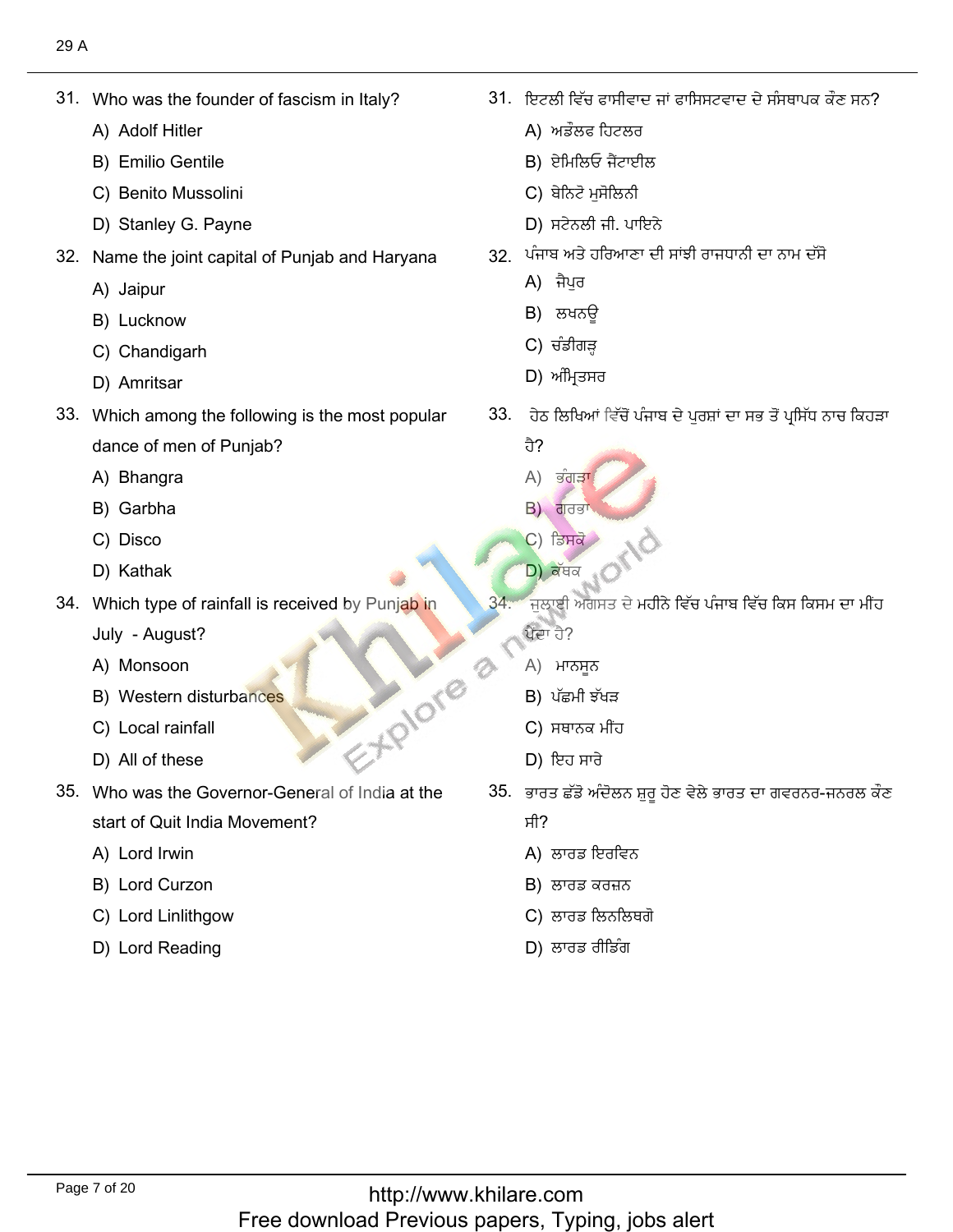31. Who was the founder of fascism in Italy?
    - A) Adolf Hitler
    - B) Emilio Gentile
    - C) Benito Mussolini
    - D) Stanley G. Payne

32. Name the joint capital of Punjab and Haryana
    - A) Jaipur
    - B) Lucknow
    - C) Chandigarh
    - D) Amritsar

33. Which among the following is the most popular dance of men of Punjab?
    - A) Bhangra
    - B) Garbha
    - C) Disco
    - D) Kathak

34. Which type of rainfall is received by Punjab in July - August?
    - A) Monsoon
    - B) Western disturbances
    - C) Local rainfall
    - D) All of these

35. Who was the Governor-General of India at the start of Quit India Movement?
    - A) Lord Irwin
    - B) Lord Curzon
    - C) Lord Linlithgow
    - D) Lord Reading

31. ਇਟਲੀ ਵਿੱਚ ਫਾਸੀਵਾਦ ਜਾਂ ਫਾਸਿਸਟਵਾਦ ਦੇ ਸੰਸਥਾਪਕ ਕੌਣ ਸਨ?
    - A) ਅਡੌਲਫ ਹਿਟਲਰ
    - B) ਏਮਿਲਿਓ ਜੈਂਟਾਈਲ
    - C) ਬੇਨਿਟੋ ਮੁਸੋਲਿਨੀ
    - D) ਸਟੇਨਲੀ ਜੀ. ਪਾਇਨੇ

32. ਪੰਜਾਬ ਅਤੇ ਹਰਿਆਣਾ ਦੀ ਸਾਂਝੀ ਰਾਜਧਾਨੀ ਦਾ ਨਾਮ ਦੱਸੋ
    - A) ਜੈਪੁਰ
    - B) ਲਖਨਊ
    - C) ਚੰਡੀਗੜ੍ਹ
    - D) ਅੰਮ੍ਰਿਤਸਰ

33. ਹੇਠ ਲਿਖਿਆਂ ਵਿੱਚੋਂ ਪੰਜਾਬ ਦੇ ਪੁਰਸ਼ਾਂ ਦਾ ਸਭ ਤੋਂ ਪ੍ਰਸਿੱਧ ਨਾਚ ਕਿਹੜਾ ਹੈ?
    - A) ਭੰਗੜਾ
    - B) ਗਰਭਾ
    - C) ਡਿਸਕੋ
    - D) ਕੱਥਕ

34. ਜੁਲਾਈ ਅਗਸਤ ਦੇ ਮਹੀਨੇ ਵਿੱਚ ਪੰਜਾਬ ਵਿੱਚ ਕਿਸ ਕਿਸਮ ਦਾ ਮੀਂਹ ਪੈਂਦਾ ਹੈ?
    - A) ਮਾਨਸੂਨ
    - B) ਪੱਛਮੀ ਝੱਖੜ
    - C) ਸਥਾਨਕ ਮੀਂਹ
    - D) ਇਹ ਸਾਰੇ

35. ਭਾਰਤ ਛੱਡੋ ਅੰਦੋਲਨ ਸ਼ੁਰੂ ਹੋਣ ਵੇਲੇ ਭਾਰਤ ਦਾ ਗਵਰਨਰ-ਜਨਰਲ ਕੌਣ ਸੀ?
    - A) ਲਾਰਡ ਇਰਵਿਨ
    - B) ਲਾਰਡ ਕਰਜ਼ਨ
    - C) ਲਾਰਡ ਲਿਨਲਿਥਗੋ
    - D) ਲਾਰਡ ਰੀਡਿੰਗ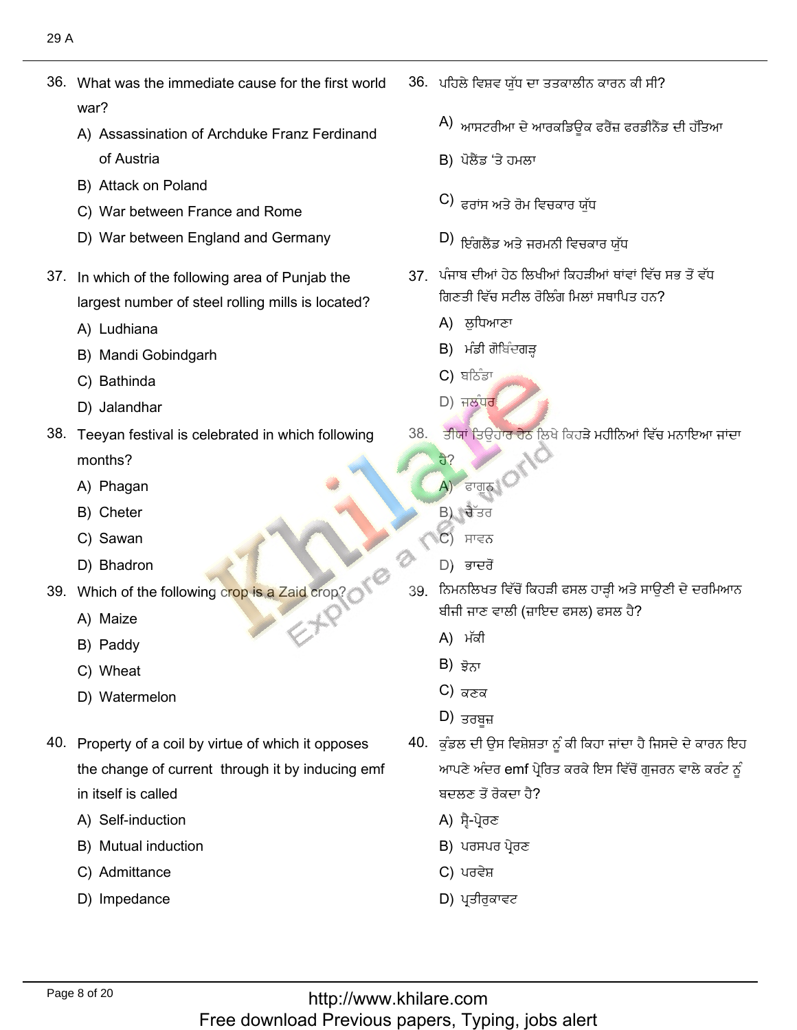36. What was the immediate cause for the first world war?
   - A) Assassination of Archduke Franz Ferdinand of Austria
   - B) Attack on Poland
   - C) War between France and Rome
   - D) War between England and Germany

36. ਪਹਿਲੇ ਵਿਸ਼ਵ ਯੁੱਧ ਦਾ ਤਤਕਾਲੀਨ ਕਾਰਨ ਕੀ ਸੀ?
   - A) ਆਸਟਰੀਆ ਦੇ ਆਰਕਡਿਊਕ ਫਰੈਂਜ਼ ਫਰਡੀਨੈਂਡ ਦੀ ਹੱਤਿਆ
   - B) ਪੋਲੈਂਡ 'ਤੇ ਹਮਲਾ
   - C) ਫਰਾਂਸ ਅਤੇ ਰੋਮ ਵਿਚਕਾਰ ਯੁੱਧ
   - D) ਇੰਗਲੈਂਡ ਅਤੇ ਜਰਮਨੀ ਵਿਚਕਾਰ ਯੁੱਧ

37. In which of the following area of Punjab the largest number of steel rolling mills is located?
   - A) Ludhiana
   - B) Mandi Gobindgarh
   - C) Bathinda
   - D) Jalandhar

37. ਪੰਜਾਬ ਦੀਆਂ ਹੇਠ ਲਿਖੀਆਂ ਕਿਹੜੀਆਂ ਥਾਂਵਾਂ ਵਿੱਚ ਸਭ ਤੋਂ ਵੱਧ ਗਿਣਤੀ ਵਿੱਚ ਸਟੀਲ ਰੋਲਿੰਗ ਮਿਲਾਂ ਸਥਾਪਿਤ ਹਨ?
   - A) ਲੁਧਿਆਣਾ
   - B) ਮੰਡੀ ਗੋਬਿੰਦਗੜ੍ਹ
   - C) ਬਠਿੰਡਾ
   - D) ਜਲੰਧਰ

38. Teeyan festival is celebrated in which following months?
   - A) Phagan
   - B) Cheter
   - C) Sawan
   - D) Bhadron

38. ਤੀਆਂ ਤਿਉਹਾਰ ਹੇਠ ਲਿਖੇ ਕਿਹੜੇ ਮਹੀਨਿਆਂ ਵਿੱਚ ਮਨਾਇਆ ਜਾਂਦਾ ਹੈ?
   - A) ਫਾਗਨ
   - B) ਚੇੱਤਰ
   - C) ਸਾਵਨ
   - D) ਭਾਦਰੋਂ

39. Which of the following crop is a Zaid crop?
   - A) Maize
   - B) Paddy
   - C) Wheat
   - D) Watermelon

39. ਨਿਮਨਲਿਖਤ ਵਿੱਚੋਂ ਕਿਹੜੀ ਫਸਲ ਹਾੜ੍ਹੀ ਅਤੇ ਸਾਉਣੀ ਦੇ ਦਰਮਿਆਨ ਬੀਜੀ ਜਾਣ ਵਾਲੀ (ਜ਼ਾਇਦ ਫਸਲ) ਫਸਲ ਹੈ?
   - A) ਮੱਕੀ
   - B) ਝੋਨਾ
   - C) ਕਣਕ
   - D) ਤਰਬੂਜ਼

40. Property of a coil by virtue of which it opposes the change of current through it by inducing emf in itself is called
   - A) Self-induction
   - B) Mutual induction
   - C) Admittance
   - D) Impedance

40. ਕੁੰਡਲ ਦੀ ਉਸ ਵਿਸ਼ੇਸ਼ਤਾ ਨੂੰ ਕੀ ਕਿਹਾ ਜਾਂਦਾ ਹੈ ਜਿਸਦੇ ਦੇ ਕਾਰਨ ਇਹ ਆਪਣੇ ਅੰਦਰ emf ਪ੍ਰੇਰਿਤ ਕਰਕੇ ਇਸ ਵਿੱਚੋਂ ਗੁਜ਼ਰਨ ਵਾਲੇ ਕਰੰਟ ਨੂੰ ਬਦਲਣ ਤੋਂ ਰੋਕਦਾ ਹੈ?
   - A) ਸ੍ਵੈ-ਪ੍ਰੇਰਣ
   - B) ਪਰਸਪਰ ਪ੍ਰੇਰਣ
   - C) ਪਰਵੇਸ਼
   - D) ਪ੍ਰਤੀਰੁਕਾਵਟ

http://www.khilare.com
Free download Previous papers, Typing, jobs alert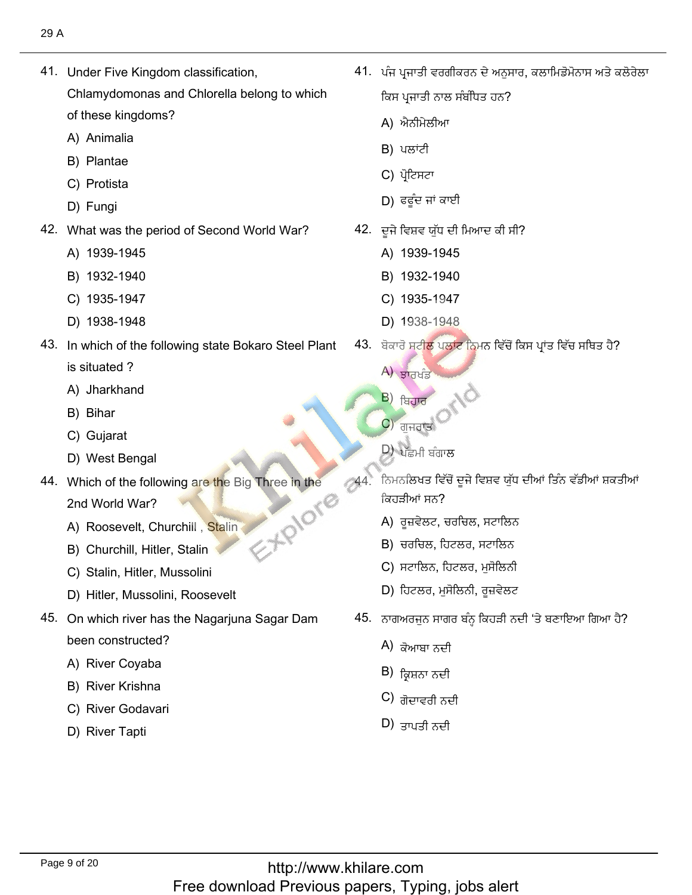41. Under Five Kingdom classification, Chlamydomonas and Chlorella belong to which of these kingdoms?
    - A) Animalia
    - B) Plantae
    - C) Protista
    - D) Fungi

42. What was the period of Second World War?
    - A) 1939-1945
    - B) 1932-1940
    - C) 1935-1947
    - D) 1938-1948

43. In which of the following state Bokaro Steel Plant is situated ?
    - A) Jharkhand
    - B) Bihar
    - C) Gujarat
    - D) West Bengal

44. Which of the following are the Big Three in the 2nd World War?
    - A) Roosevelt, Churchill , Stalin
    - B) Churchill, Hitler, Stalin
    - C) Stalin, Hitler, Mussolini
    - D) Hitler, Mussolini, Roosevelt

45. On which river has the Nagarjuna Sagar Dam been constructed?
    - A) River Coyaba
    - B) River Krishna
    - C) River Godavari
    - D) River Tapti

41. ਪੰਜ ਪ੍ਰਜਾਤੀ ਵਰਗੀਕਰਨ ਦੇ ਅਨੁਸਾਰ, ਕਲਾਮਿਡੋਮੋਨਾਸ ਅਤੇ ਕਲੋਰੇਲਾ ਕਿਸ ਪ੍ਰਜਾਤੀ ਨਾਲ ਸੰਬੰਧਿਤ ਹਨ?
    - A) ਐਨੀਮੇਲੀਆ
    - B) ਪਲਾਂਟੀ
    - C) ਪ੍ਰੋਟਿਸਟਾ
    - D) ਫਫੂੰਦ ਜਾਂ ਕਾਈ

42. ਦੂਜੇ ਵਿਸ਼ਵ ਯੁੱਧ ਦੀ ਮਿਆਦ ਕੀ ਸੀ?
    - A) 1939-1945
    - B) 1932-1940
    - C) 1935-1947
    - D) 1938-1948

43. ਬੋਕਾਰੋ ਸਟੀਲ ਪਲਾਂਟ ਨਿਮਨ ਵਿੱਚੋਂ ਕਿਸ ਪ੍ਰਾਂਤ ਵਿੱਚ ਸਥਿਤ ਹੈ?
    - A) ਝਾਰਖੰਡ
    - B) ਬਿਹਾਰ
    - C) ਗੁਜਰਾਤ
    - D) ਪੱਛਮੀ ਬੰਗਾਲ

44. ਨਿਮਨਲਿਖਤ ਵਿੱਚੋਂ ਦੂਜੇ ਵਿਸ਼ਵ ਯੁੱਧ ਦੀਆਂ ਤਿੰਨ ਵੱਡੀਆਂ ਸ਼ਕਤੀਆਂ ਕਿਹੜੀਆਂ ਸਨ?
    - A) ਰੂਜ਼ਵੇਲਟ, ਚਰਚਿਲ, ਸਟਾਲਿਨ
    - B) ਚਰਚਿਲ, ਹਿਟਲਰ, ਸਟਾਲਿਨ
    - C) ਸਟਾਲਿਨ, ਹਿਟਲਰ, ਮੁਸੋਲਿਨੀ
    - D) ਹਿਟਲਰ, ਮੁਸੋਲਿਨੀ, ਰੂਜ਼ਵੇਲਟ

45. ਨਾਗਅਰਜੁਨ ਸਾਗਰ ਬੰਨ੍ਹ ਕਿਹੜੀ ਨਦੀ 'ਤੇ ਬਣਾਇਆ ਗਿਆ ਹੈ?
    - A) ਕੋਆਬਾ ਨਦੀ
    - B) ਕ੍ਰਿਸ਼ਨਾ ਨਦੀ
    - C) ਗੋਦਾਵਰੀ ਨਦੀ
    - D) ਤਾਪਤੀ ਨਦੀ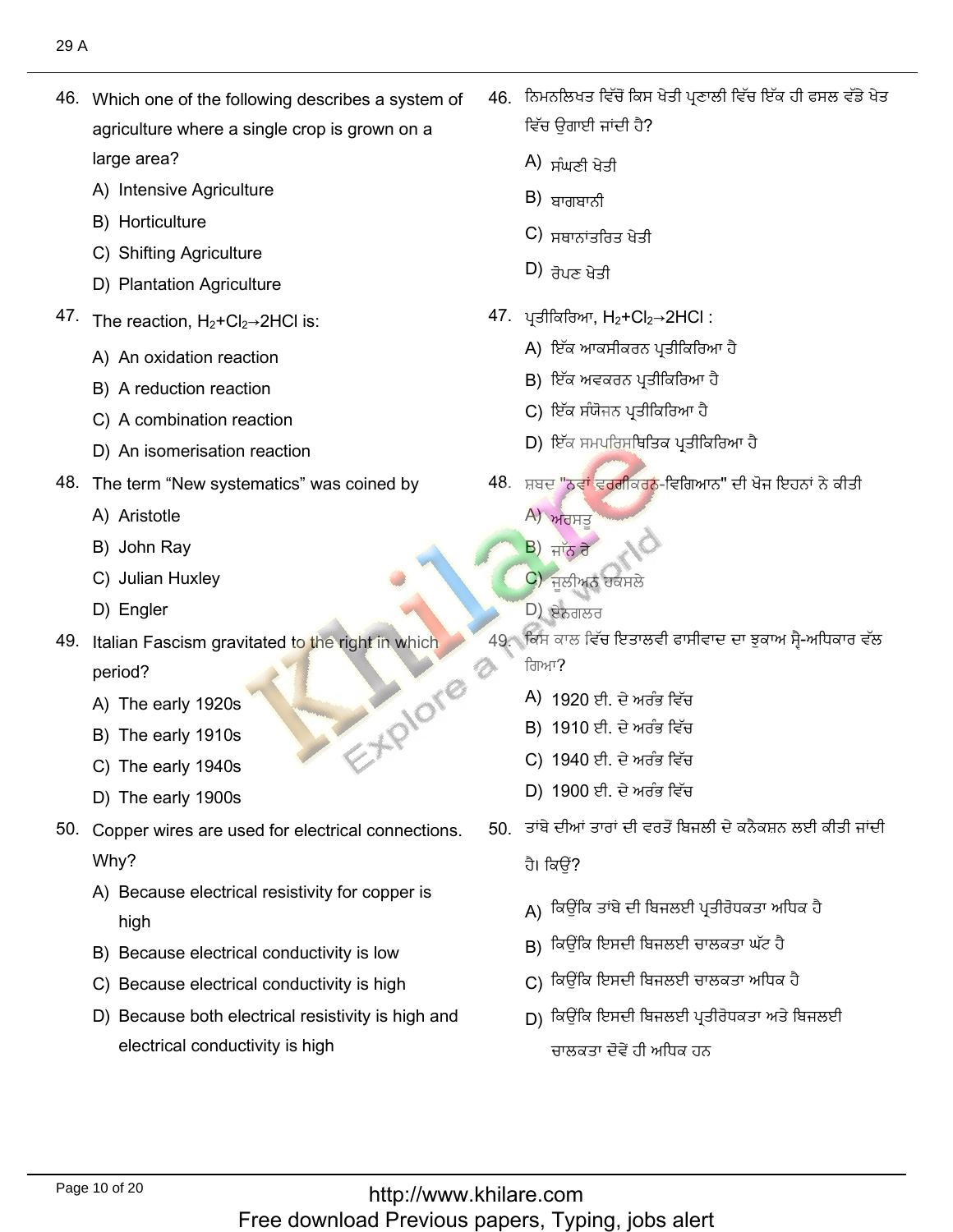46. Which one of the following describes a system of agriculture where a single crop is grown on a large area?

A) Intensive Agriculture

B) Horticulture

C) Shifting Agriculture

D) Plantation Agriculture

46. ਨਿਮਨਲਿਖਤ ਵਿੱਚੋਂ ਕਿਸ ਖੇਤੀ ਪ੍ਰਣਾਲੀ ਵਿੱਚ ਇੱਕ ਹੀ ਫਸਲ ਵੱਡੇ ਖੇਤ ਵਿੱਚ ਉਗਾਈ ਜਾਂਦੀ ਹੈ?

A) ਸੰਘਣੀ ਖੇਤੀ

B) ਬਾਗਬਾਨੀ

C) ਸਥਾਨਾਂਤਰਿਤ ਖੇਤੀ

D) ਰੋਪਣ ਖੇਤੀ

47. The reaction, $H_2+Cl_2 \rightarrow 2HCl$ is:

A) An oxidation reaction

B) A reduction reaction

C) A combination reaction

D) An isomerisation reaction

47. ਪ੍ਰਤੀਕਿਰਿਆ, $H_2+Cl_2 \rightarrow 2HCl$ :

A) ਇੱਕ ਆਕਸੀਕਰਨ ਪ੍ਰਤੀਕਿਰਿਆ ਹੈ

B) ਇੱਕ ਅਵਕਰਨ ਪ੍ਰਤੀਕਿਰਿਆ ਹੈ

C) ਇੱਕ ਸੰਯੋਜਨ ਪ੍ਰਤੀਕਿਰਿਆ ਹੈ

D) ਇੱਕ ਸਮਪਰਿਸਥਿਤਿਕ ਪ੍ਰਤੀਕਿਰਿਆ ਹੈ

48. The term "New systematics" was coined by

A) Aristotle

B) John Ray

C) Julian Huxley

D) Engler

48. ਸ਼ਬਦ "ਨਵਾਂ ਵਰਗੀਕਰਨ-ਵਿਗਿਆਨ" ਦੀ ਖੋਜ ਇਹਨਾਂ ਨੇ ਕੀਤੀ

A) ਅਰਸਤੂ

B) ਜਾੱਨ ਰੇ

C) ਜੂਲੀਅਨ ਹਕਸਲੇ

D) ਏਂਗਲਰ

49. Italian Fascism gravitated to the right in which period?

A) The early 1920s

B) The early 1910s

C) The early 1940s

D) The early 1900s

49. ਕਿਸ ਕਾਲ ਵਿੱਚ ਇਤਾਲਵੀ ਫਾਸੀਵਾਦ ਦਾ ਝੁਕਾਅ ਸ੍ਵੈ-ਅਧਿਕਾਰ ਵੱਲ ਗਿਆ?

A) 1920 ਈ. ਦੇ ਅਰੰਭ ਵਿੱਚ

B) 1910 ਈ. ਦੇ ਅਰੰਭ ਵਿੱਚ

C) 1940 ਈ. ਦੇ ਅਰੰਭ ਵਿੱਚ

D) 1900 ਈ. ਦੇ ਅਰੰਭ ਵਿੱਚ

50. Copper wires are used for electrical connections. Why?

A) Because electrical resistivity for copper is high

B) Because electrical conductivity is low

C) Because electrical conductivity is high

D) Because both electrical resistivity is high and electrical conductivity is high

50. ਤਾਂਬੇ ਦੀਆਂ ਤਾਰਾਂ ਦੀ ਵਰਤੋਂ ਬਿਜਲੀ ਦੇ ਕਨੈਕਸ਼ਨ ਲਈ ਕੀਤੀ ਜਾਂਦੀ ਹੈ। ਕਿਉਂ?

A) ਕਿਉਂਕਿ ਤਾਂਬੇ ਦੀ ਬਿਜਲਈ ਪ੍ਰਤੀਰੋਧਕਤਾ ਅਧਿਕ ਹੈ

B) ਕਿਉਂਕਿ ਇਸਦੀ ਬਿਜਲਈ ਚਾਲਕਤਾ ਘੱਟ ਹੈ

C) ਕਿਉਂਕਿ ਇਸਦੀ ਬਿਜਲਈ ਚਾਲਕਤਾ ਅਧਿਕ ਹੈ

D) ਕਿਉਂਕਿ ਇਸਦੀ ਬਿਜਲਈ ਪ੍ਰਤੀਰੋਧਕਤਾ ਅਤੇ ਬਿਜਲਈ ਚਾਲਕਤਾ ਦੋਵੇਂ ਹੀ ਅਧਿਕ ਹਨ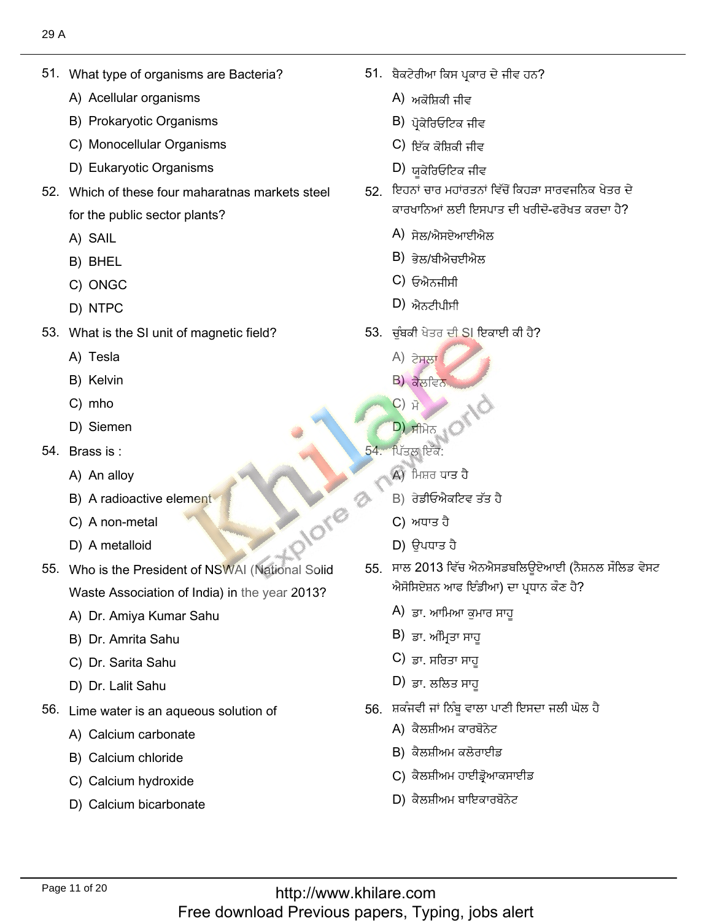51. What type of organisms are Bacteria?

A) Acellular organisms

B) Prokaryotic Organisms

C) Monocellular Organisms

D) Eukaryotic Organisms

52. Which of these four maharatnas markets steel for the public sector plants?

A) SAIL

B) BHEL

C) ONGC

D) NTPC

53. What is the SI unit of magnetic field?

A) Tesla

B) Kelvin

C) mho

D) Siemen

54. Brass is :

A) An alloy

B) A radioactive element

C) A non-metal

D) A metalloid

55. Who is the President of NSWAI (National Solid Waste Association of India) in the year 2013?

A) Dr. Amiya Kumar Sahu

B) Dr. Amrita Sahu

C) Dr. Sarita Sahu

D) Dr. Lalit Sahu

56. Lime water is an aqueous solution of

A) Calcium carbonate

B) Calcium chloride

C) Calcium hydroxide

D) Calcium bicarbonate

51. ਬੈਕਟੇਰੀਆ ਕਿਸ ਪ੍ਰਕਾਰ ਦੇ ਜੀਵ ਹਨ?

A) ਅਕੋਸ਼ਿਕੀ ਜੀਵ

B) ਪ੍ਰੋਕੇਰਿਓਟਿਕ ਜੀਵ

C) ਇੱਕ ਕੋਸ਼ਿਕੀ ਜੀਵ

D) ਯੂਕੇਰਿਓਟਿਕ ਜੀਵ

52. ਇਹਨਾਂ ਚਾਰ ਮਹਾਂਰਤਨਾਂ ਵਿੱਚੋਂ ਕਿਹੜਾ ਸਾਰਵਜਨਿਕ ਖੇਤਰ ਦੇ ਕਾਰਖਾਨਿਆਂ ਲਈ ਇਸਪਾਤ ਦੀ ਖਰੀਦੋ-ਫਰੋਖਤ ਕਰਦਾ ਹੈ?

A) ਸੇਲ/ਐਸਏਆਈਐਲ

B) ਭੇਲ/ਬੀਐਚਈਐਲ

C) ਓਐਨਜੀਸੀ

D) ਐਨਟੀਪੀਸੀ

53. ਚੁੰਬਕੀ ਖੇਤਰ ਦੀ SI ਇਕਾਈ ਕੀ ਹੈ?

A) ਟੇਸਲਾ

B) ਕੈਲਵਿਨ

C) ਮੋ

D) ਸੀਮੇਨ

54. ਪਿੱਤਲ ਇੱਕ:

A) ਮਿਸ਼ਰ ਧਾਤ ਹੈ

B) ਰੇਡੀਓਐਕਟਿਵ ਤੱਤ ਹੈ

C) ਅਧਾਤ ਹੈ

D) ਉਪਧਾਤ ਹੈ

55. ਸਾਲ 2013 ਵਿੱਚ ਐਨਐਸਡਬਲਿਊਏਆਈ (ਨੈਸ਼ਨਲ ਸੌਲਿਡ ਵੇਸਟ ਐਸੋਸਿਏਸ਼ਨ ਆਫ ਇੰਡੀਆ) ਦਾ ਪ੍ਰਧਾਨ ਕੌਣ ਹੈ?

A) ਡਾ. ਆਮਿਆ ਕੁਮਾਰ ਸਾਹੂ

B) ਡਾ. ਅੰਮ੍ਰਿਤਾ ਸਾਹੂ

C) ਡਾ. ਸਰਿਤਾ ਸਾਹੂ

D) ਡਾ. ਲਲਿਤ ਸਾਹੂ

56. ਸ਼ਕੰਜਵੀ ਜਾਂ ਨਿੰਬੂ ਵਾਲਾ ਪਾਣੀ ਇਸਦਾ ਜਲੀ ਘੋਲ ਹੈ

A) ਕੈਲਸ਼ੀਅਮ ਕਾਰਬੋਨੇਟ

B) ਕੈਲਸ਼ੀਅਮ ਕਲੋਰਾਈਡ

C) ਕੈਲਸ਼ੀਅਮ ਹਾਈਡ੍ਰੋਆਕਸਾਈਡ

D) ਕੈਲਸ਼ੀਅਮ ਬਾਇਕਾਰਬੋਨੇਟ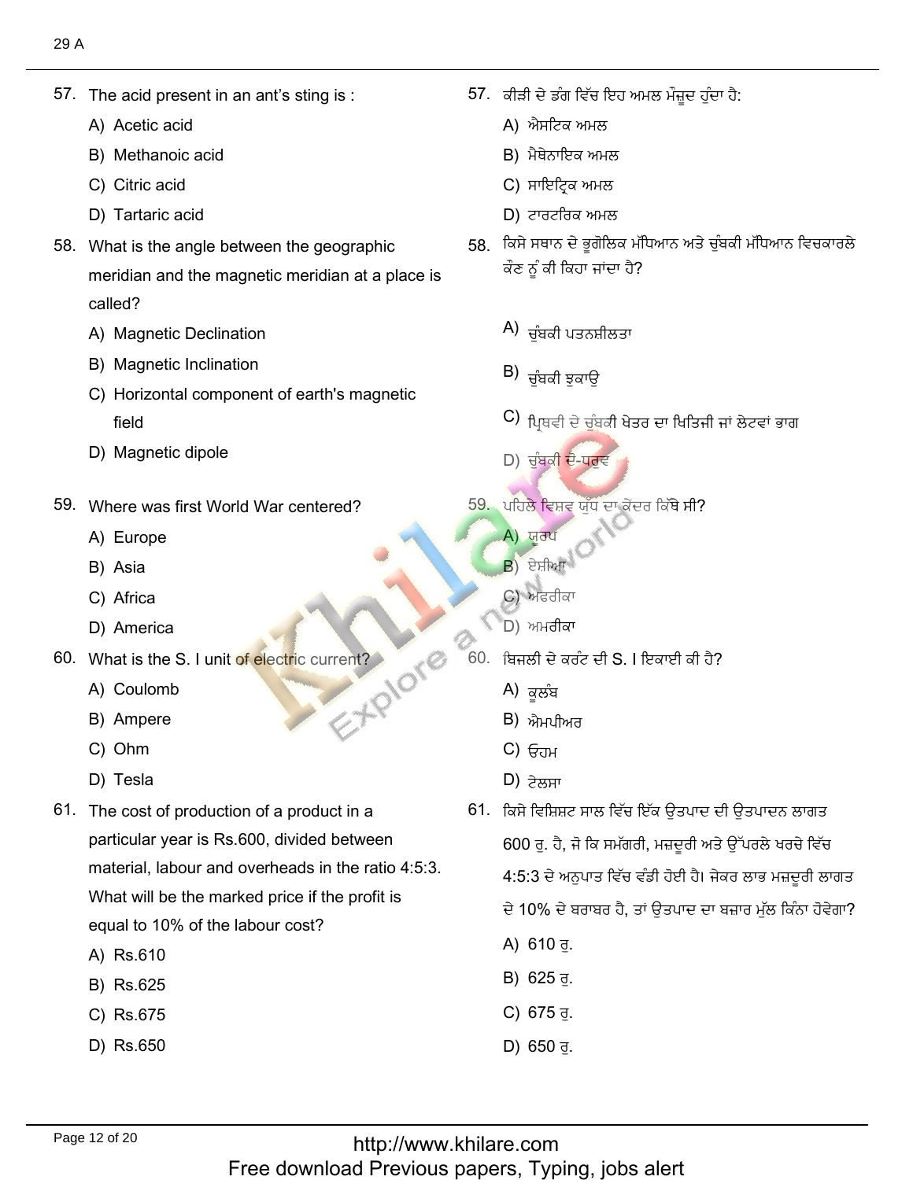57. The acid present in an ant's sting is :

A) Acetic acid

B) Methanoic acid

C) Citric acid

D) Tartaric acid

57. ਕੀੜੀ ਦੇ ਡੰਗ ਵਿੱਚ ਇਹ ਅਮਲ ਮੌਜੂਦ ਹੁੰਦਾ ਹੈ:

A) ਐਸਟਿਕ ਅਮਲ

B) ਮੈਥੇਨਾਇਕ ਅਮਲ

C) ਸਾਇਟ੍ਰਿਕ ਅਮਲ

D) ਟਾਰਟਰਿਕ ਅਮਲ

58. What is the angle between the geographic meridian and the magnetic meridian at a place is called?

A) Magnetic Declination

B) Magnetic Inclination

C) Horizontal component of earth's magnetic field

D) Magnetic dipole

58. ਕਿਸੇ ਸਥਾਨ ਦੇ ਭੂਗੋਲਿਕ ਮੱਧਿਆਨ ਅਤੇ ਚੁੰਬਕੀ ਮੱਧਿਆਨ ਵਿਚਕਾਰਲੇ ਕੋਣ ਨੂੰ ਕੀ ਕਿਹਾ ਜਾਂਦਾ ਹੈ?

A) ਚੁੰਬਕੀ ਪਤਨਸ਼ੀਲਤਾ

B) ਚੁੰਬਕੀ ਝੁਕਾਉ

C) ਪ੍ਰਿਥਵੀ ਦੇ ਚੁੰਬਕੀ ਖੇਤਰ ਦਾ ਖਿਤਿਜੀ ਜਾਂ ਲੇਟਵਾਂ ਭਾਗ

D) ਚੁੰਬਕੀ ਦੋ-ਧਰੁਵ

59. Where was first World War centered?

A) Europe

B) Asia

C) Africa

D) America

59. ਪਹਿਲੇ ਵਿਸ਼ਵ ਯੁੱਧ ਦਾ ਕੇਂਦਰ ਕਿੱਥੇ ਸੀ?

A) ਯੂਰਪ

B) ਏਸ਼ੀਆ

C) ਅਫਰੀਕਾ

D) ਅਮਰੀਕਾ

60. What is the S. I unit of electric current?

A) Coulomb

B) Ampere

C) Ohm

D) Tesla

60. ਬਿਜਲੀ ਦੇ ਕਰੰਟ ਦੀ S. I ਇਕਾਈ ਕੀ ਹੈ?

A) ਕੂਲੰਬ

B) ਐਮਪੀਅਰ

C) ਓਹਮ

D) ਟੇਲਸਾ

61. The cost of production of a product in a particular year is Rs.600, divided between material, labour and overheads in the ratio 4:5:3. What will be the marked price if the profit is equal to 10% of the labour cost?

A) Rs.610

B) Rs.625

C) Rs.675

D) Rs.650

61. ਕਿਸੇ ਵਿਸ਼ਿਸ਼ਟ ਸਾਲ ਵਿੱਚ ਇੱਕ ਉਤਪਾਦ ਦੀ ਉਤਪਾਦਨ ਲਾਗਤ 600 ਰੁ. ਹੈ, ਜੋ ਕਿ ਸਮੱਗਰੀ, ਮਜ਼ਦੂਰੀ ਅਤੇ ਉੱਪਰਲੇ ਖਰਚੇ ਵਿੱਚ 4:5:3 ਦੇ ਅਨੁਪਾਤ ਵਿੱਚ ਵੰਡੀ ਹੋਈ ਹੈ। ਜੇਕਰ ਲਾਭ ਮਜ਼ਦੂਰੀ ਲਾਗਤ ਦੇ 10% ਦੇ ਬਰਾਬਰ ਹੈ, ਤਾਂ ਉਤਪਾਦ ਦਾ ਬਜ਼ਾਰ ਮੁੱਲ ਕਿੰਨਾ ਹੋਵੇਗਾ?

A) 610 ਰੁ.

B) 625 ਰੁ.

C) 675 ਰੁ.

D) 650 ਰੁ.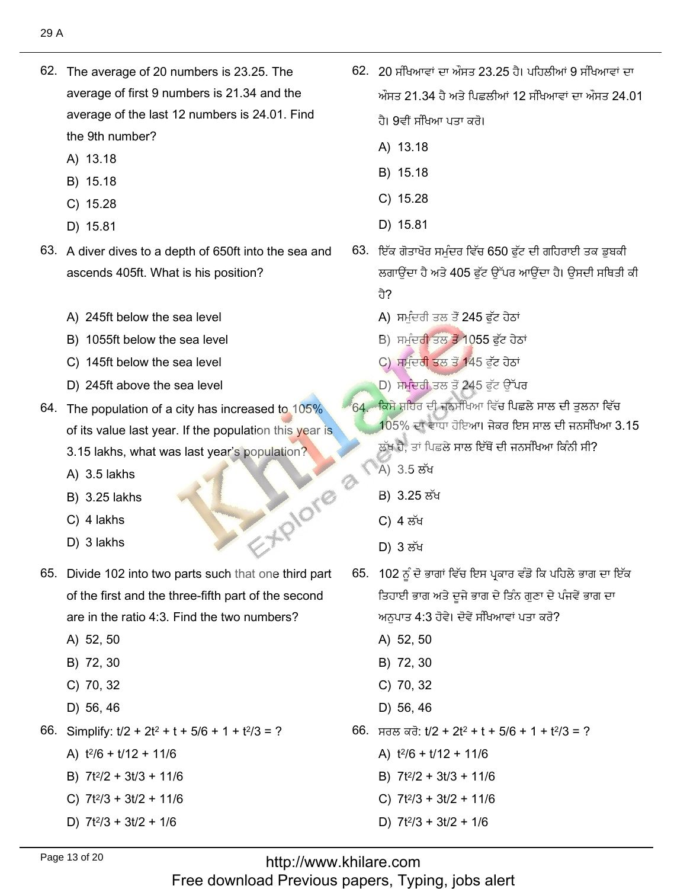62. The average of 20 numbers is 23.25. The average of first 9 numbers is 21.34 and the average of the last 12 numbers is 24.01. Find the 9th number?

A) 13.18
B) 15.18
C) 15.28
D) 15.81

62. 20 ਸੰਖਿਆਵਾਂ ਦਾ ਔਸਤ 23.25 ਹੈ। ਪਹਿਲੀਆਂ 9 ਸੰਖਿਆਵਾਂ ਦਾ ਔਸਤ 21.34 ਹੈ ਅਤੇ ਪਿਛਲੀਆਂ 12 ਸੰਖਿਆਵਾਂ ਦਾ ਔਸਤ 24.01 ਹੈ। 9ਵੀਂ ਸੰਖਿਆ ਪਤਾ ਕਰੋ।

A) 13.18
B) 15.18
C) 15.28
D) 15.81

63. A diver dives to a depth of 650ft into the sea and ascends 405ft. What is his position?

A) 245ft below the sea level
B) 1055ft below the sea level
C) 145ft below the sea level
D) 245ft above the sea level

63. ਇੱਕ ਗੋਤਾਖੋਰ ਸਮੁੰਦਰ ਵਿੱਚ 650 ਫੁੱਟ ਦੀ ਗਹਿਰਾਈ ਤਕ ਡੁਬਕੀ ਲਗਾਉਂਦਾ ਹੈ ਅਤੇ 405 ਫੁੱਟ ਉੱਪਰ ਆਉਂਦਾ ਹੈ। ਉਸਦੀ ਸਥਿਤੀ ਕੀ ਹੈ?

A) ਸਮੁੰਦਰੀ ਤਲ ਤੋਂ 245 ਫੁੱਟ ਹੇਠਾਂ
B) ਸਮੁੰਦਰੀ ਤਲ ਤੋਂ 1055 ਫੁੱਟ ਹੇਠਾਂ
C) ਸਮੁੰਦਰੀ ਤਲ ਤੋਂ 145 ਫੁੱਟ ਹੇਠਾਂ
D) ਸਮੁੰਦਰੀ ਤਲ ਤੋਂ 245 ਫੁੱਟ ਉੱਪਰ

64. The population of a city has increased to 105% of its value last year. If the population this year is 3.15 lakhs, what was last year's population?

A) 3.5 lakhs
B) 3.25 lakhs
C) 4 lakhs
D) 3 lakhs

64. ਕਿਸੇ ਸ਼ਹਿਰ ਦੀ ਜਨਸੰਖਿਆ ਵਿੱਚ ਪਿਛਲੇ ਸਾਲ ਦੀ ਤੁਲਨਾ ਵਿੱਚ 105% ਦਾ ਵਾਧਾ ਹੋਇਆ। ਜੇਕਰ ਇਸ ਸਾਲ ਦੀ ਜਨਸੰਖਿਆ 3.15 ਲੱਖ ਹੈ, ਤਾਂ ਪਿਛਲੇ ਸਾਲ ਇੱਥੋਂ ਦੀ ਜਨਸੰਖਿਆ ਕਿੰਨੀ ਸੀ?

A) 3.5 ਲੱਖ
B) 3.25 ਲੱਖ
C) 4 ਲੱਖ
D) 3 ਲੱਖ

65. Divide 102 into two parts such that one third part of the first and the three-fifth part of the second are in the ratio 4:3. Find the two numbers?

A) 52, 50
B) 72, 30
C) 70, 32
D) 56, 46

65. 102 ਨੂੰ ਦੋ ਭਾਗਾਂ ਵਿੱਚ ਇਸ ਪ੍ਰਕਾਰ ਵੰਡੋ ਕਿ ਪਹਿਲੇ ਭਾਗ ਦਾ ਇੱਕ ਤਿਹਾਈ ਭਾਗ ਅਤੇ ਦੂਜੇ ਭਾਗ ਦੇ ਤਿੰਨ ਗੁਣਾ ਦੇ ਪੰਜਵੇਂ ਭਾਗ ਦਾ ਅਨੁਪਾਤ 4:3 ਹੋਵੇ। ਦੋਵੇਂ ਸੰਖਿਆਵਾਂ ਪਤਾ ਕਰੋ?

A) 52, 50
B) 72, 30
C) 70, 32
D) 56, 46

66. Simplify: $t/2 + 2t^2 + t + 5/6 + 1 + t^2/3 = ?$

A) $t^2/6 + t/12 + 11/6$
B) $7t^2/2 + 3t/3 + 11/6$
C) $7t^2/3 + 3t/2 + 11/6$
D) $7t^2/3 + 3t/2 + 1/6$

66. ਸਰਲ ਕਰੋ: $t/2 + 2t^2 + t + 5/6 + 1 + t^2/3 = ?$

A) $t^2/6 + t/12 + 11/6$
B) $7t^2/2 + 3t/3 + 11/6$
C) $7t^2/3 + 3t/2 + 11/6$
D) $7t^2/3 + 3t/2 + 1/6$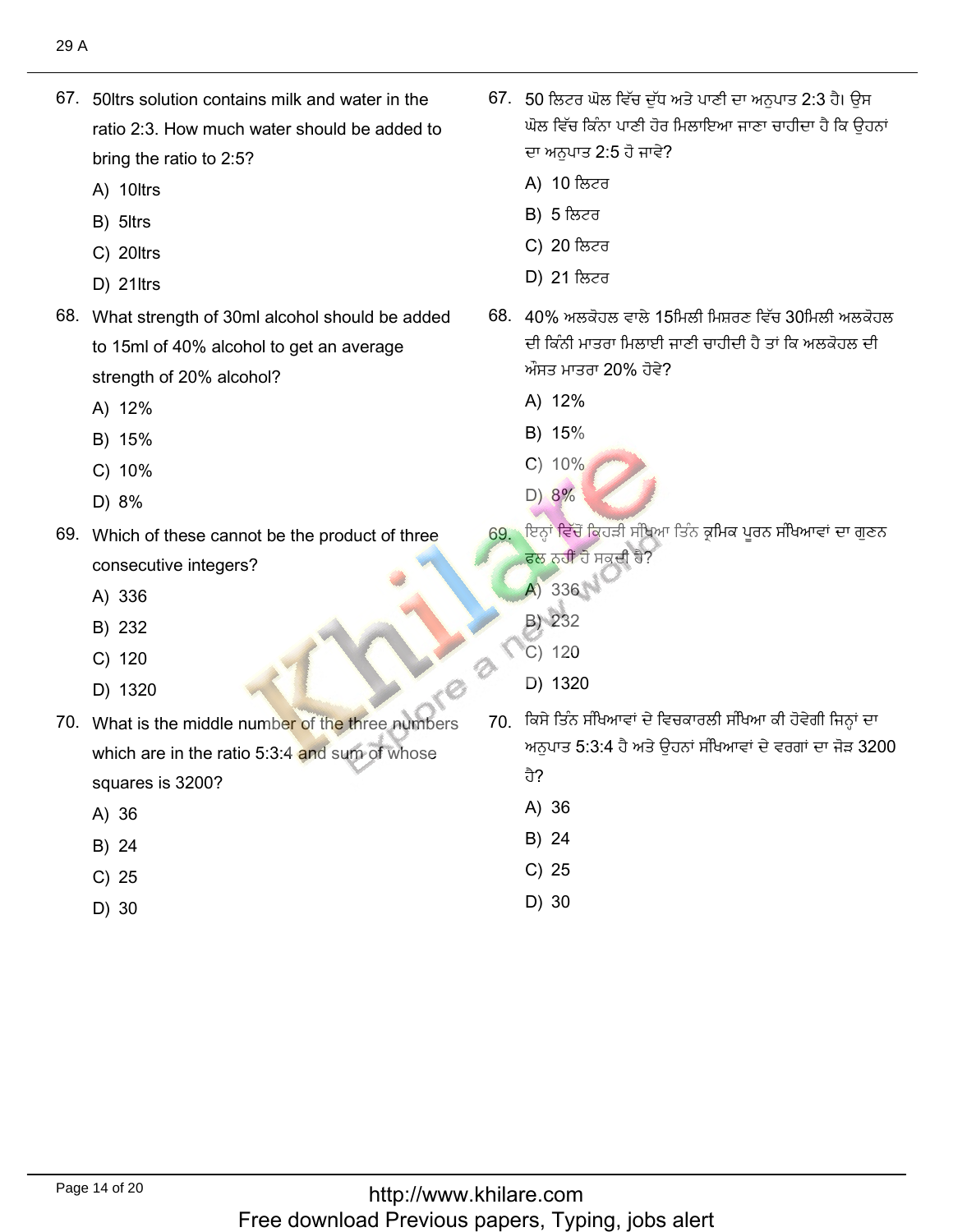67. 50ltrs solution contains milk and water in the ratio 2:3. How much water should be added to bring the ratio to 2:5?

A) 10ltrs

B) 5ltrs

C) 20ltrs

D) 21ltrs

68. What strength of 30ml alcohol should be added to 15ml of 40% alcohol to get an average strength of 20% alcohol?

A) 12%

B) 15%

C) 10%

D) 8%

69. Which of these cannot be the product of three consecutive integers?

A) 336

B) 232

C) 120

D) 1320

70. What is the middle number of the three numbers which are in the ratio 5:3:4 and sum of whose squares is 3200?

A) 36

B) 24

C) 25

D) 30

67. 50 ਲਿਟਰ ਘੋਲ ਵਿੱਚ ਦੁੱਧ ਅਤੇ ਪਾਣੀ ਦਾ ਅਨੁਪਾਤ 2:3 ਹੈ। ਉਸ ਘੋਲ ਵਿੱਚ ਕਿੰਨਾ ਪਾਣੀ ਹੋਰ ਮਿਲਾਇਆ ਜਾਣਾ ਚਾਹੀਦਾ ਹੈ ਕਿ ਉਹਨਾਂ ਦਾ ਅਨੁਪਾਤ 2:5 ਹੋ ਜਾਵੇ?

A) 10 ਲਿਟਰ

B) 5 ਲਿਟਰ

C) 20 ਲਿਟਰ

D) 21 ਲਿਟਰ

68. 40% ਅਲਕੋਹਲ ਵਾਲੇ 15ਮਿਲੀ ਮਿਸ਼ਰਣ ਵਿੱਚ 30ਮਿਲੀ ਅਲਕੋਹਲ ਦੀ ਕਿੰਨੀ ਮਾਤਰਾ ਮਿਲਾਈ ਜਾਣੀ ਚਾਹੀਦੀ ਹੈ ਤਾਂ ਕਿ ਅਲਕੋਹਲ ਦੀ ਔਸਤ ਮਾਤਰਾ 20% ਹੋਵੇ?

A) 12%

B) 15%

C) 10%

D) 8%

69. ਇਨ੍ਹਾਂ ਵਿੱਚੋਂ ਕਿਹੜੀ ਸੰਖਿਆ ਤਿੰਨ ਕ੍ਰਮਿਕ ਪੂਰਨ ਸੰਖਿਆਵਾਂ ਦਾ ਗੁਣਨ ਫਲ ਨਹੀਂ ਹੋ ਸਕਦੀ ਹੈ?

A) 336

B) 232

C) 120

D) 1320

70. ਕਿਸੇ ਤਿੰਨ ਸੰਖਿਆਵਾਂ ਦੇ ਵਿਚਕਾਰਲੀ ਸੰਖਿਆ ਕੀ ਹੋਵੇਗੀ ਜਿਨ੍ਹਾਂ ਦਾ ਅਨੁਪਾਤ 5:3:4 ਹੈ ਅਤੇ ਉਹਨਾਂ ਸੰਖਿਆਵਾਂ ਦੇ ਵਰਗਾਂ ਦਾ ਜੋੜ 3200 ਹੈ?

A) 36

B) 24

C) 25

D) 30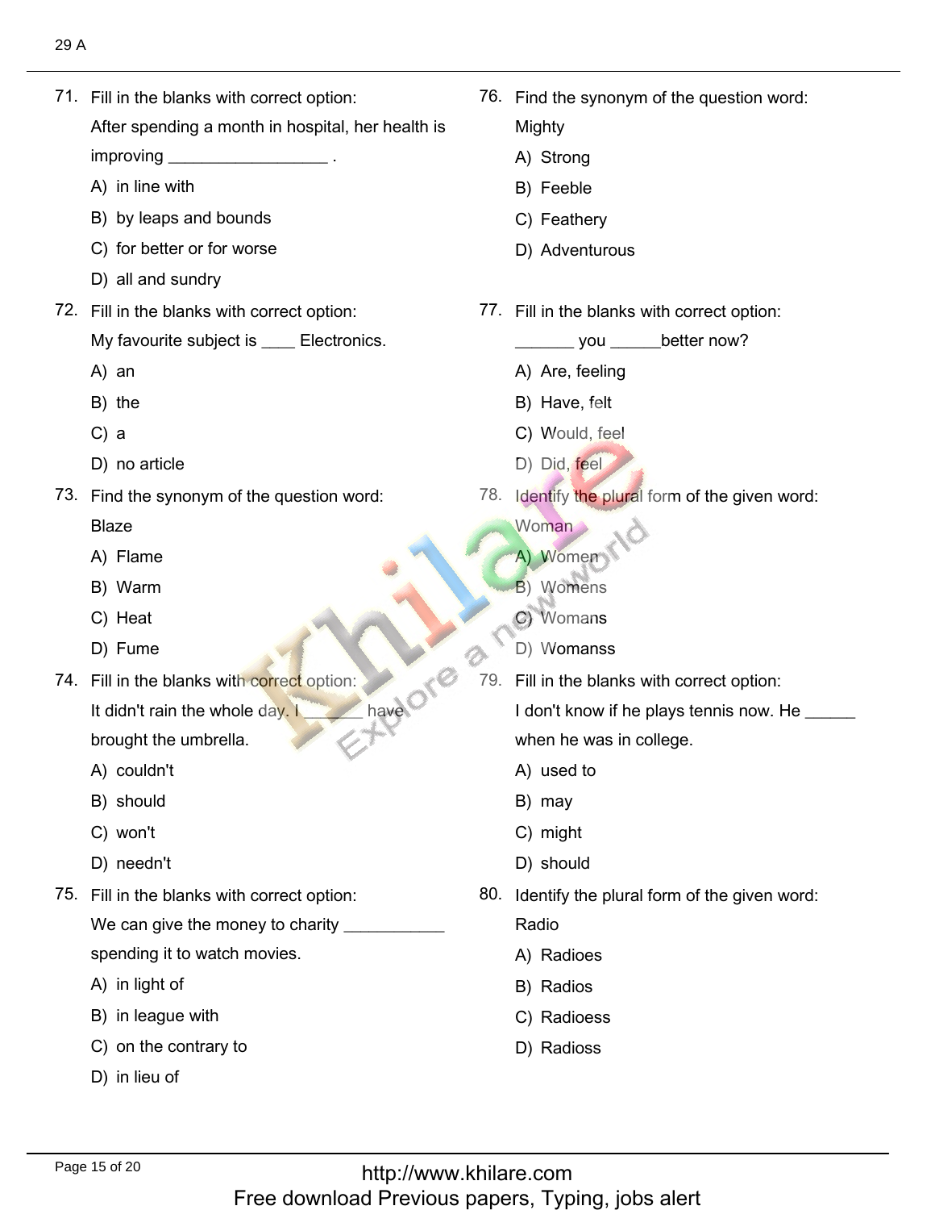71. Fill in the blanks with correct option:

After spending a month in hospital, her health is improving _________________ .

A) in line with

B) by leaps and bounds

C) for better or for worse

D) all and sundry

72. Fill in the blanks with correct option:

My favourite subject is ____ Electronics.

A) an

B) the

C) a

D) no article

73. Find the synonym of the question word:

Blaze

A) Flame

B) Warm

C) Heat

D) Fume

74. Fill in the blanks with correct option:

It didn't rain the whole day. I ______ have brought the umbrella.

A) couldn't

B) should

C) won't

D) needn't

75. Fill in the blanks with correct option:

We can give the money to charity ___________ spending it to watch movies.

A) in light of

B) in league with

C) on the contrary to

D) in lieu of

76. Find the synonym of the question word:

Mighty

A) Strong

B) Feeble

C) Feathery

D) Adventurous

77. Fill in the blanks with correct option:

______ you _____better now?

A) Are, feeling

B) Have, felt

C) Would, feel

D) Did, feel

78. Identify the plural form of the given word:

Woman

A) Women

B) Womens

C) Womans

D) Womanss

79. Fill in the blanks with correct option:

I don't know if he plays tennis now. He _____ when he was in college.

A) used to

B) may

C) might

D) should

80. Identify the plural form of the given word:

Radio

A) Radioes

B) Radios

C) Radioess

D) Radioss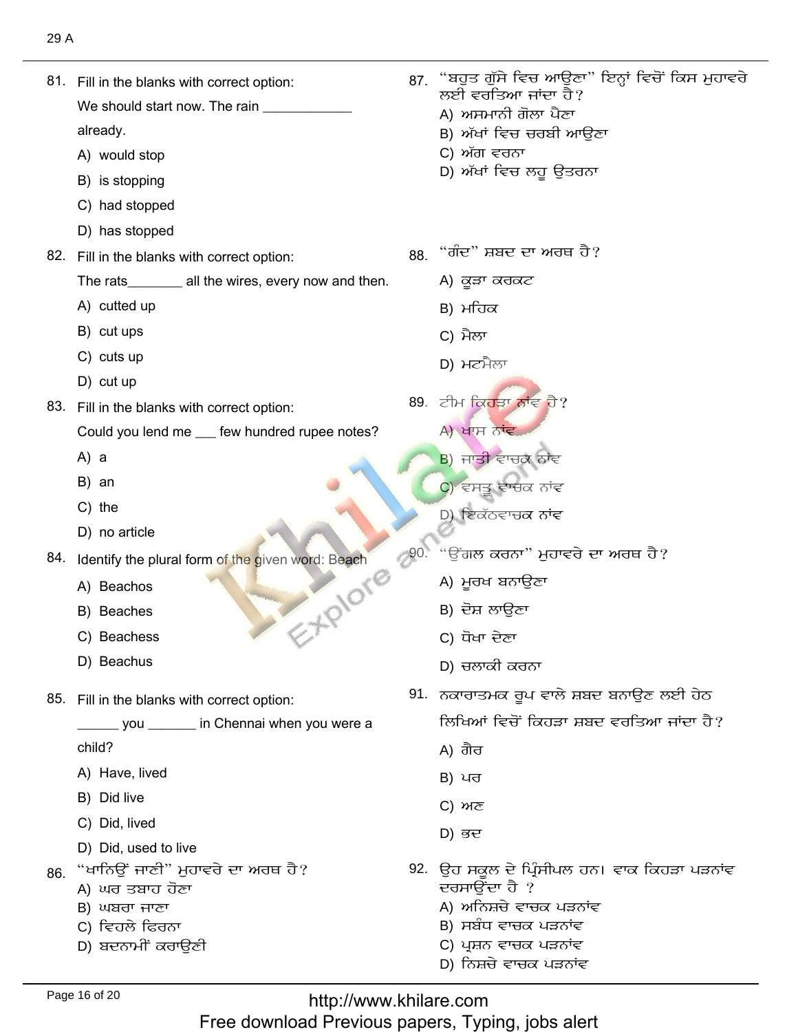81. Fill in the blanks with correct option:

We should start now. The rain ____________ already.

A) would stop
B) is stopping
C) had stopped
D) has stopped

82. Fill in the blanks with correct option:

The rats_______ all the wires, every now and then.

A) cutted up
B) cut ups
C) cuts up
D) cut up

83. Fill in the blanks with correct option:

Could you lend me ___ few hundred rupee notes?

A) a
B) an
C) the
D) no article

84. Identify the plural form of the given word: Beach

A) Beachos
B) Beaches
C) Beachess
D) Beachus

85. Fill in the blanks with correct option:

______ you ______ in Chennai when you were a child?

A) Have, lived
B) Did live
C) Did, lived
D) Did, used to live

86. "ਖਾਨਿਉਂ ਜਾਣੀ" ਮੁਹਾਵਰੇ ਦਾ ਅਰਥ ਹੈ?

A) ਘਰ ਤਬਾਹ ਹੋਣਾ
B) ਘਬਰਾ ਜਾਣਾ
C) ਵਿਹਲੇ ਫਿਰਨਾ
D) ਬਦਨਾਮੀਂ ਕਰਾਉਣੀ

87. "ਬਹੁਤ ਗੁੱਸੇ ਵਿਚ ਆਉਣਾ" ਇਨ੍ਹਾਂ ਵਿਚੋਂ ਕਿਸ ਮੁਹਾਵਰੇ ਲਈ ਵਰਤਿਆ ਜਾਂਦਾ ਹੈ?

A) ਅਸਮਾਨੀ ਗੋਲਾ ਪੈਣਾ
B) ਅੱਖਾਂ ਵਿਚ ਚਰਬੀ ਆਉਣਾ
C) ਅੱਗ ਵਰਨਾ
D) ਅੱਖਾਂ ਵਿਚ ਲਹੂ ਉਤਰਨਾ

88. "ਗੰਦ" ਸ਼ਬਦ ਦਾ ਅਰਥ ਹੈ?

A) ਕੂੜਾ ਕਰਕਟ
B) ਮਹਿਕ
C) ਮੈਲਾ
D) ਮਟਮੈਲਾ

89. ਟੀਮ ਕਿਹੜਾ ਨਾਂਵ ਹੈ?

A) ਖਾਸ ਨਾਂਵ
B) ਜਾਤੀ ਵਾਚਕ ਨਾਂਵ
C) ਵਸਤੂ ਵਾਚਕ ਨਾਂਵ
D) ਇਕੱਠਵਾਚਕ ਨਾਂਵ

90. "ਉਂਗਲ ਕਰਨਾ" ਮੁਹਾਵਰੇ ਦਾ ਅਰਥ ਹੈ?

A) ਮੂਰਖ ਬਣਾਉਣਾ
B) ਦੋਸ਼ ਲਾਉਣਾ
C) ਧੋਖਾ ਦੇਣਾ
D) ਚਲਾਕੀ ਕਰਨਾ

91. ਨਕਾਰਾਤਮਕ ਰੂਪ ਵਾਲੇ ਸ਼ਬਦ ਬਨਾਉਣ ਲਈ ਹੇਠ ਲਿਖਿਆਂ ਵਿਚੋਂ ਕਿਹੜਾ ਸ਼ਬਦ ਵਰਤਿਆ ਜਾਂਦਾ ਹੈ?

A) ਗੈਰ
B) ਪਰ
C) ਅਣ
D) ਭਦ

92. ਉਹ ਸਕੂਲ ਦੇ ਪ੍ਰਿੰਸੀਪਲ ਹਨ। ਵਾਕ ਕਿਹੜਾ ਪੜਨਾਂਵ ਦਰਸਾਉਂਦਾ ਹੈ ?

A) ਅਨਿਸ਼ਚੇ ਵਾਚਕ ਪੜਨਾਂਵ
B) ਸਬੰਧ ਵਾਚਕ ਪੜਨਾਂਵ
C) ਪ੍ਰਸ਼ਨ ਵਾਚਕ ਪੜਨਾਂਵ
D) ਨਿਸ਼ਚੇ ਵਾਚਕ ਪੜਨਾਂਵ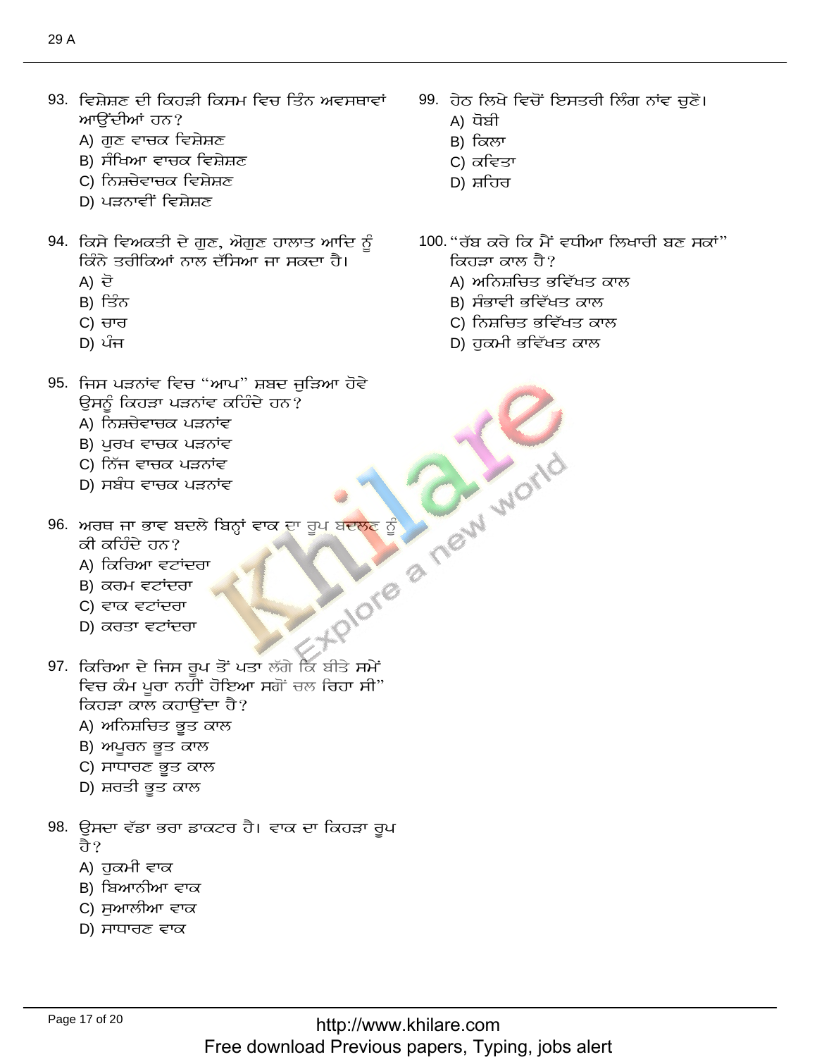93. ਵਿਸ਼ੇਸ਼ਣ ਦੀ ਕਿਹੜੀ ਕਿਸਮ ਵਿਚ ਤਿੰਨ ਅਵਸਥਾਵਾਂ ਆਉਂਦੀਆਂ ਹਨ?
   A) ਗੁਣ ਵਾਚਕ ਵਿਸ਼ੇਸ਼ਣ
   B) ਸੰਖਿਆ ਵਾਚਕ ਵਿਸ਼ੇਸ਼ਣ
   C) ਨਿਸ਼ਚੇਵਾਚਕ ਵਿਸ਼ੇਸ਼ਣ
   D) ਪੜਨਾਵੀਂ ਵਿਸ਼ੇਸ਼ਣ

94. ਕਿਸੇ ਵਿਅਕਤੀ ਦੇ ਗੁਣ, ਔਗੁਣ ਹਾਲਾਤ ਆਦਿ ਨੂੰ ਕਿੰਨੇ ਤਰੀਕਿਆਂ ਨਾਲ ਦੱਸਿਆ ਜਾ ਸਕਦਾ ਹੈ।
   A) ਦੋ
   B) ਤਿੰਨ
   C) ਚਾਰ
   D) ਪੰਜ

95. ਜਿਸ ਪੜਨਾਂਵ ਵਿਚ "ਆਪ" ਸ਼ਬਦ ਜੁੜਿਆ ਹੋਵੇ ਉਸਨੂੰ ਕਿਹੜਾ ਪੜਨਾਂਵ ਕਹਿੰਦੇ ਹਨ?
   A) ਨਿਸ਼ਚੇਵਾਚਕ ਪੜਨਾਂਵ
   B) ਪੁਰਖ ਵਾਚਕ ਪੜਨਾਂਵ
   C) ਨਿੱਜ ਵਾਚਕ ਪੜਨਾਂਵ
   D) ਸਬੰਧ ਵਾਚਕ ਪੜਨਾਂਵ

96. ਅਰਥ ਜਾ ਭਾਵ ਬਦਲੇ ਬਿਨ੍ਹਾਂ ਵਾਕ ਦਾ ਰੂਪ ਬਦਲਣ ਨੂੰ ਕੀ ਕਹਿੰਦੇ ਹਨ?
   A) ਕਿਰਿਆ ਵਟਾਂਦਰਾ
   B) ਕਰਮ ਵਟਾਂਦਰਾ
   C) ਵਾਕ ਵਟਾਂਦਰਾ
   D) ਕਰਤਾ ਵਟਾਂਦਰਾ

97. ਕਿਰਿਆ ਦੇ ਜਿਸ ਰੂਪ ਤੋਂ ਪਤਾ ਲੱਗੇ ਕਿ ਬੀਤੇ ਸਮੇਂ ਵਿਚ ਕੰਮ ਪੂਰਾ ਨਹੀਂ ਹੋਇਆ ਸਗੋਂ ਚਲ ਰਿਹਾ ਸੀ" ਕਿਹੜਾ ਕਾਲ ਕਹਾਉਂਦਾ ਹੈ?
   A) ਅਨਿਸ਼ਚਿਤ ਭੂਤ ਕਾਲ
   B) ਅਪੂਰਨ ਭੂਤ ਕਾਲ
   C) ਸਾਧਾਰਣ ਭੂਤ ਕਾਲ
   D) ਸ਼ਰਤੀ ਭੂਤ ਕਾਲ

98. ਉਸਦਾ ਵੱਡਾ ਭਰਾ ਡਾਕਟਰ ਹੈ। ਵਾਕ ਦਾ ਕਿਹੜਾ ਰੂਪ ਹੈ?
   A) ਹੁਕਮੀ ਵਾਕ
   B) ਬਿਆਨੀਆ ਵਾਕ
   C) ਸੁਆਲੀਆ ਵਾਕ
   D) ਸਾਧਾਰਣ ਵਾਕ

99. ਹੇਠ ਲਿਖੇ ਵਿਚੋਂ ਇਸਤਰੀ ਲਿੰਗ ਨਾਂਵ ਚੁਣੋ।
   A) ਧੋਬੀ
   B) ਕਿਲਾ
   C) ਕਵਿਤਾ
   D) ਸ਼ਹਿਰ

100. "ਰੱਬ ਕਰੇ ਕਿ ਮੈਂ ਵਧੀਆ ਲਿਖਾਰੀ ਬਣ ਸਕਾਂ" ਕਿਹੜਾ ਕਾਲ ਹੈ?
   A) ਅਨਿਸ਼ਚਿਤ ਭਵਿੱਖਤ ਕਾਲ
   B) ਸੰਭਾਵੀ ਭਵਿੱਖਤ ਕਾਲ
   C) ਨਿਸ਼ਚਿਤ ਭਵਿੱਖਤ ਕਾਲ
   D) ਹੁਕਮੀ ਭਵਿੱਖਤ ਕਾਲ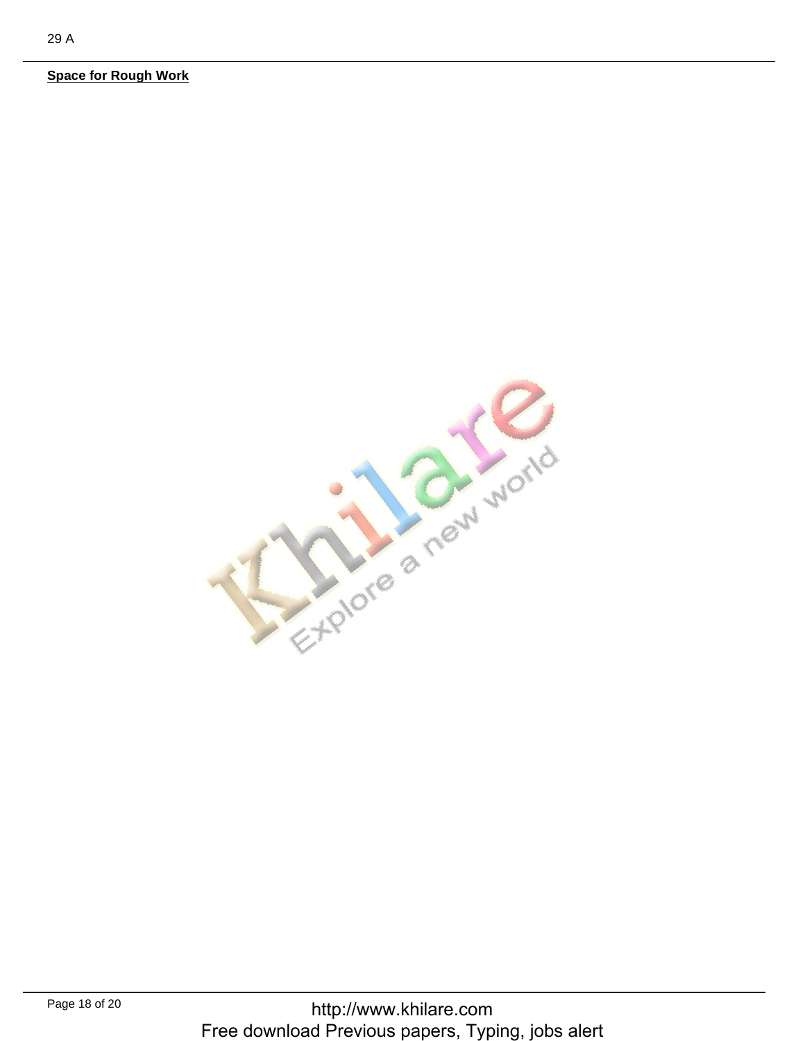**Space for Rough Work**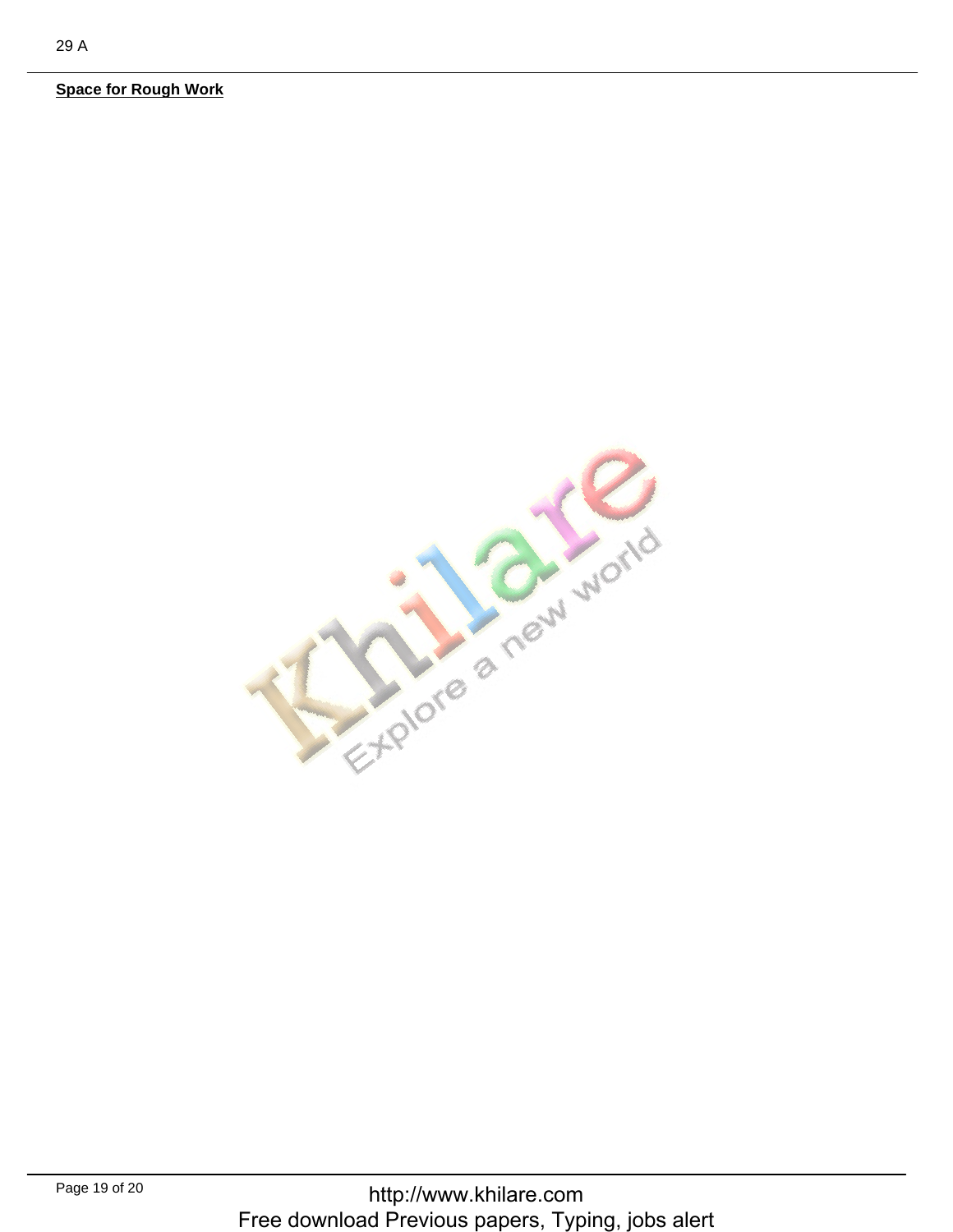**Space for Rough Work**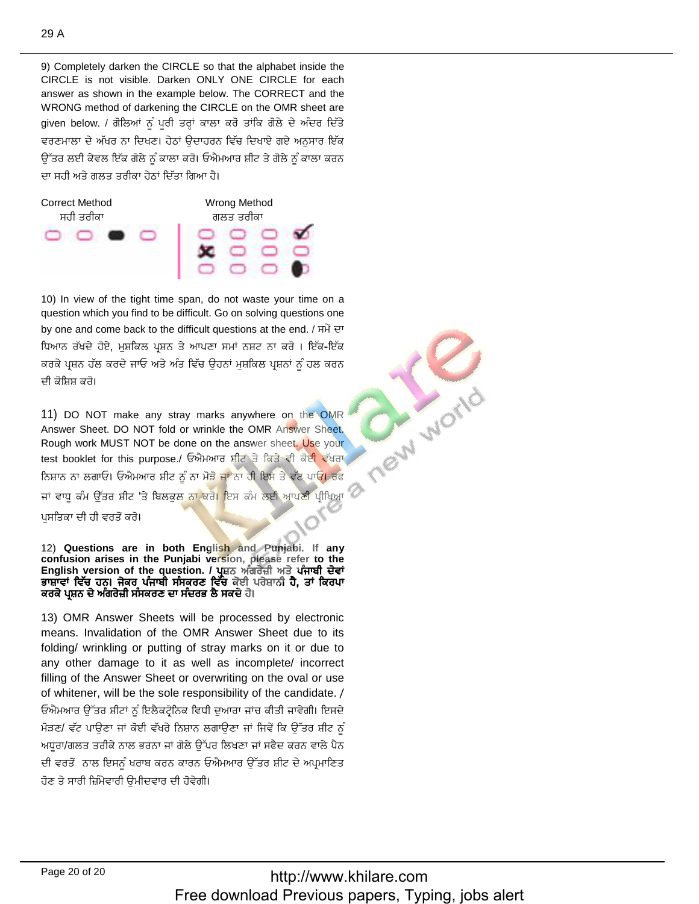9) Completely darken the CIRCLE so that the alphabet inside the CIRCLE is not visible. Darken ONLY ONE CIRCLE for each answer as shown in the example below. The CORRECT and the WRONG method of darkening the CIRCLE on the OMR sheet are given below. / ਗੋਲਿਆਂ ਨੂੰ ਪੂਰੀ ਤਰ੍ਹਾਂ ਕਾਲਾ ਕਰੋ ਤਾਂਕਿ ਗੋਲੇ ਦੇ ਅੰਦਰ ਦਿੱਤੇ ਵਰਣਮਾਲਾ ਦੇ ਅੱਖਰ ਨਾ ਦਿਖਣ। ਹੇਠਾਂ ਉਦਾਹਰਨ ਵਿੱਚ ਦਿਖਾਏ ਗਏ ਅਨੁਸਾਰ ਇੱਕ ਉੱਤਰ ਲਈ ਕੇਵਲ ਇੱਕ ਗੋਲੇ ਨੂੰ ਕਾਲਾ ਕਰੋ। ਓਐਮਆਰ ਸ਼ੀਟ ਤੇ ਗੋਲੇ ਨੂੰ ਕਾਲਾ ਕਰਨ ਦਾ ਸਹੀ ਅਤੇ ਗਲਤ ਤਰੀਕਾ ਹੇਠਾਂ ਦਿੱਤਾ ਗਿਆ ਹੈ।

Correct Method / ਸਹੀ ਤਰੀਕਾ

Wrong Method / ਗਲਤ ਤਰੀਕਾ

10) In view of the tight time span, do not waste your time on a question which you find to be difficult. Go on solving questions one by one and come back to the difficult questions at the end. / ਸਮੇਂ ਦਾ ਧਿਆਨ ਰੱਖਦੇ ਹੋਏ, ਮੁਸ਼ਕਿਲ ਪ੍ਰਸ਼ਨ ਤੇ ਆਪਣਾ ਸਮਾਂ ਨਸ਼ਟ ਨਾ ਕਰੋ । ਇੱਕ-ਇੱਕ ਕਰਕੇ ਪ੍ਰਸ਼ਨ ਹੱਲ ਕਰਦੇ ਜਾਓ ਅਤੇ ਅੰਤ ਵਿੱਚ ਉਹਨਾਂ ਮੁਸ਼ਕਿਲ ਪ੍ਰਸ਼ਨਾਂ ਨੂੰ ਹਲ ਕਰਨ ਦੀ ਕੋਸ਼ਿਸ਼ ਕਰੋ।

11) DO NOT make any stray marks anywhere on the OMR Answer Sheet. DO NOT fold or wrinkle the OMR Answer Sheet. Rough work MUST NOT be done on the answer sheet. Use your test booklet for this purpose./ ਓਐਮਆਰ ਸ਼ੀਟ ਤੇ ਕਿਤੇ ਵੀ ਕੋਈ ਵੱਖਰਾ ਨਿਸ਼ਾਨ ਨਾ ਲਗਾਓ। ਓਐਮਆਰ ਸ਼ੀਟ ਨੂੰ ਨਾ ਮੋੜੋ ਜਾਂ ਨਾ ਹੀ ਇਸ ਤੇ ਵੱਟ ਪਾਓ। ਰਫ ਜਾਂ ਵਾਧੂ ਕੰਮ ਉੱਤਰ ਸ਼ੀਟ 'ਤੇ ਬਿਲਕੁਲ ਨਾ ਕਰੋ। ਇਸ ਕੰਮ ਲਈ ਆਪਣੀ ਪ੍ਰੀਖਿਆ ਪੁਸਤਿਕਾ ਦੀ ਹੀ ਵਰਤੋਂ ਕਰੋ।

12) **Questions are in both English and Punjabi. If any confusion arises in the Punjabi version, please refer to the English version of the question. / ਪ੍ਰਸ਼ਨ ਅੰਗਰੇਜ਼ੀ ਅਤੇ ਪੰਜਾਬੀ ਦੋਵਾਂ ਭਾਸ਼ਾਵਾਂ ਵਿੱਚ ਹਨ। ਜੇਕਰ ਪੰਜਾਬੀ ਸੰਸਕਰਣ ਵਿੱਚ ਕੋਈ ਪਰੇਸ਼ਾਨੀ ਹੈ, ਤਾਂ ਕਿਰਪਾ ਕਰਕੇ ਪ੍ਰਸ਼ਨ ਦੇ ਅੰਗਰੇਜ਼ੀ ਸੰਸਕਰਣ ਦਾ ਸੰਦਰਭ ਲੈ ਸਕਦੇ ਹੋ।**

13) OMR Answer Sheets will be processed by electronic means. Invalidation of the OMR Answer Sheet due to its folding/ wrinkling or putting of stray marks on it or due to any other damage to it as well as incomplete/ incorrect filling of the Answer Sheet or overwriting on the oval or use of whitener, will be the sole responsibility of the candidate. / ਓਐਮਆਰ ਉੱਤਰ ਸ਼ੀਟਾਂ ਨੂੰ ਇਲੈਕਟ੍ਰੋਨਿਕ ਵਿਧੀ ਦੁਆਰਾ ਜਾਂਚ ਕੀਤੀ ਜਾਵੇਗੀ। ਇਸਦੇ ਮੋੜਣ/ ਵੱਟ ਪਾਉਣਾ ਜਾਂ ਕੋਈ ਵੱਖਰੇ ਨਿਸ਼ਾਨ ਲਗਾਉਣਾ ਜਾਂ ਜਿਵੇਂ ਕਿ ਉੱਤਰ ਸ਼ੀਟ ਨੂੰ ਅਧੂਰਾ/ਗਲਤ ਤਰੀਕੇ ਨਾਲ ਭਰਨਾ ਜਾਂ ਗੋਲੇ ਉੱਪਰ ਲਿਖਣਾ ਜਾਂ ਸਫੈਦ ਕਰਨ ਵਾਲੇ ਪੈਨ ਦੀ ਵਰਤੋਂ ਨਾਲ ਇਸਨੂੰ ਖਰਾਬ ਕਰਨ ਕਾਰਨ ਓਐਮਆਰ ਉੱਤਰ ਸ਼ੀਟ ਦੇ ਅਪ੍ਰਮਾਣਿਤ ਹੋਣ ਤੇ ਸਾਰੀ ਜ਼ਿਮੇਵਾਰੀ ਉਮੀਦਵਾਰ ਦੀ ਹੋਵੇਗੀ।